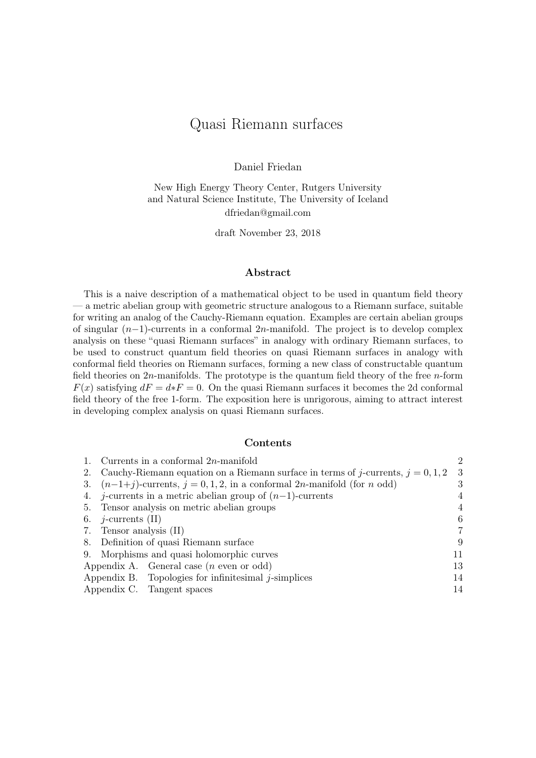# Quasi Riemann surfaces

Daniel Friedan

New High Energy Theory Center, Rutgers University
and Natural Science Institute, The University of Iceland
dfriedan@gmail.com

draft November 23, 2018

## Abstract

This is a naive description of a mathematical object to be used in quantum field theory — a metric abelian group with geometric structure analogous to a Riemann surface, suitable for writing an analog of the Cauchy-Riemann equation. Examples are certain abelian groups of singular $(n-1)$-currents in a conformal $2n$-manifold. The project is to develop complex analysis on these "quasi Riemann surfaces" in analogy with ordinary Riemann surfaces, to be used to construct quantum field theories on quasi Riemann surfaces in analogy with conformal field theories on Riemann surfaces, forming a new class of constructable quantum field theories on $2n$-manifolds. The prototype is the quantum field theory of the free $n$-form $F(x)$ satisfying $dF = d{*}F = 0$. On the quasi Riemann surfaces it becomes the 2d conformal field theory of the free 1-form. The exposition here is unrigorous, aiming to attract interest in developing complex analysis on quasi Riemann surfaces.

## Contents

| | |
|---|---|
| 1. Currents in a conformal $2n$-manifold | 2 |
| 2. Cauchy-Riemann equation on a Riemann surface in terms of $j$-currents, $j = 0, 1, 2$ | 3 |
| 3. $(n-1+j)$-currents, $j = 0, 1, 2$, in a conformal $2n$-manifold (for $n$ odd) | 3 |
| 4. $j$-currents in a metric abelian group of $(n-1)$-currents | 4 |
| 5. Tensor analysis on metric abelian groups | 4 |
| 6. $j$-currents (II) | 6 |
| 7. Tensor analysis (II) | 7 |
| 8. Definition of quasi Riemann surface | 9 |
| 9. Morphisms and quasi holomorphic curves | 11 |
| Appendix A. General case ($n$ even or odd) | 13 |
| Appendix B. Topologies for infinitesimal $j$-simplices | 14 |
| Appendix C. Tangent spaces | 14 |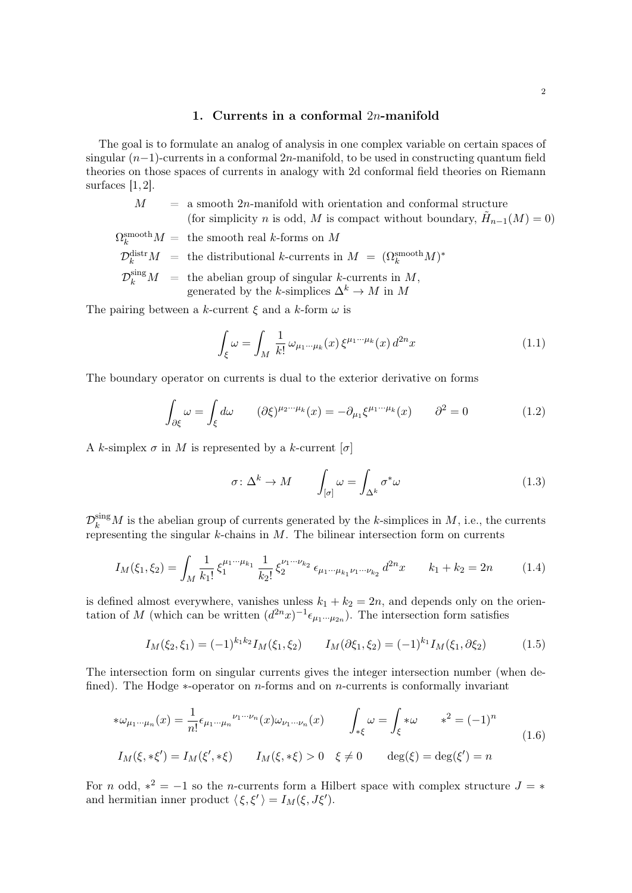## 1. Currents in a conformal $2n$-manifold

The goal is to formulate an analog of analysis in one complex variable on certain spaces of singular $(n-1)$-currents in a conformal $2n$-manifold, to be used in constructing quantum field theories on those spaces of currents in analogy with 2d conformal field theories on Riemann surfaces [1, 2].

$M$ = a smooth $2n$-manifold with orientation and conformal structure (for simplicity $n$ is odd, $M$ is compact without boundary, $\tilde{H}_{n-1}(M) = 0$)

$\Omega_k^{\mathrm{smooth}} M$ = the smooth real $k$-forms on $M$

$\mathcal{D}_k^{\mathrm{distr}} M$ = the distributional $k$-currents in $M = (\Omega_k^{\mathrm{smooth}} M)^*$

$\mathcal{D}_k^{\mathrm{sing}} M$ = the abelian group of singular $k$-currents in $M$, generated by the $k$-simplices $\Delta^k \to M$ in $M$

The pairing between a $k$-current $\xi$ and a $k$-form $\omega$ is

$$\int_\xi \omega = \int_M \frac{1}{k!}\, \omega_{\mu_1\cdots\mu_k}(x)\, \xi^{\mu_1\cdots\mu_k}(x)\, d^{2n}x \tag{1.1}$$

The boundary operator on currents is dual to the exterior derivative on forms

$$\int_{\partial\xi} \omega = \int_\xi d\omega \qquad (\partial\xi)^{\mu_2\cdots\mu_k}(x) = -\partial_{\mu_1}\xi^{\mu_1\cdots\mu_k}(x) \qquad \partial^2 = 0 \tag{1.2}$$

A $k$-simplex $\sigma$ in $M$ is represented by a $k$-current $[\sigma]$

$$\sigma\colon \Delta^k \to M \qquad \int_{[\sigma]} \omega = \int_{\Delta^k} \sigma^*\omega \tag{1.3}$$

$\mathcal{D}_k^{\mathrm{sing}} M$ is the abelian group of currents generated by the $k$-simplices in $M$, i.e., the currents representing the singular $k$-chains in $M$. The bilinear intersection form on currents

$$I_M(\xi_1, \xi_2) = \int_M \frac{1}{k_1!}\, \xi_1^{\mu_1\cdots\mu_{k_1}}\, \frac{1}{k_2!}\, \xi_2^{\nu_1\cdots\nu_{k_2}}\, \epsilon_{\mu_1\cdots\mu_{k_1}\nu_1\cdots\nu_{k_2}}\, d^{2n}x \qquad k_1 + k_2 = 2n \tag{1.4}$$

is defined almost everywhere, vanishes unless $k_1 + k_2 = 2n$, and depends only on the orientation of $M$ (which can be written $(d^{2n}x)^{-1}\epsilon_{\mu_1\cdots\mu_{2n}}$). The intersection form satisfies

$$I_M(\xi_2, \xi_1) = (-1)^{k_1 k_2} I_M(\xi_1, \xi_2) \qquad I_M(\partial\xi_1, \xi_2) = (-1)^{k_1} I_M(\xi_1, \partial\xi_2) \tag{1.5}$$

The intersection form on singular currents gives the integer intersection number (when defined). The Hodge $*$-operator on $n$-forms and on $n$-currents is conformally invariant

$$\begin{gathered} *\omega_{\mu_1\cdots\mu_n}(x) = \frac{1}{n!}\epsilon_{\mu_1\cdots\mu_n}{}^{\nu_1\cdots\nu_n}(x)\omega_{\nu_1\cdots\nu_n}(x) \qquad \int_{*\xi}\omega = \int_\xi *\omega \qquad *^2 = (-1)^n \\ I_M(\xi, *\xi') = I_M(\xi', *\xi) \qquad I_M(\xi, *\xi) > 0 \quad \xi \neq 0 \qquad \deg(\xi) = \deg(\xi') = n \end{gathered} \tag{1.6}$$

For $n$ odd, $*^2 = -1$ so the $n$-currents form a Hilbert space with complex structure $J = *$ and hermitian inner product $\langle\, \xi, \xi' \,\rangle = I_M(\xi, J\xi')$.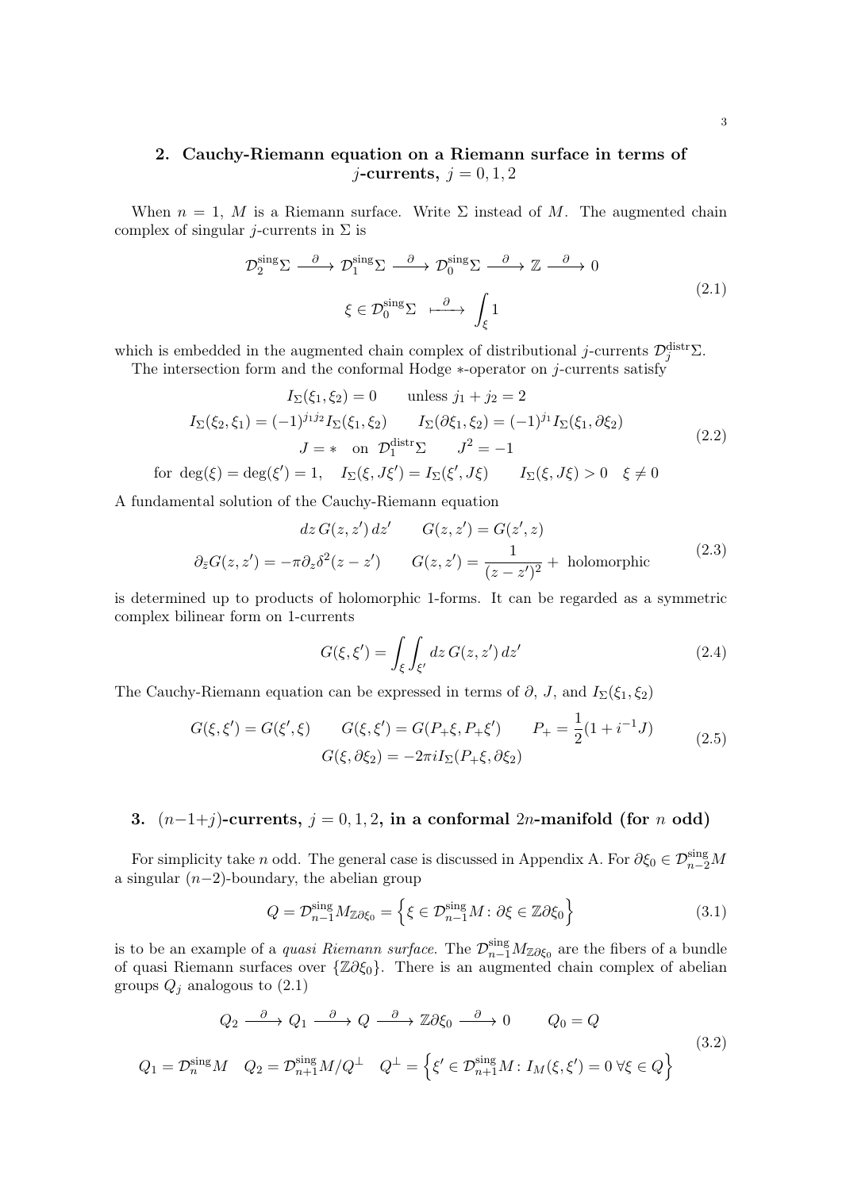## 2. Cauchy-Riemann equation on a Riemann surface in terms of $j$-currents, $j = 0, 1, 2$

When $n = 1$, $M$ is a Riemann surface. Write $\Sigma$ instead of $M$. The augmented chain complex of singular $j$-currents in $\Sigma$ is

$$
\begin{gathered}
\mathcal{D}^{\mathrm{sing}}_2\Sigma \xrightarrow{\ \partial\ } \mathcal{D}^{\mathrm{sing}}_1\Sigma \xrightarrow{\ \partial\ } \mathcal{D}^{\mathrm{sing}}_0\Sigma \xrightarrow{\ \partial\ } \mathbb{Z} \xrightarrow{\ \partial\ } 0 \\
\xi \in \mathcal{D}^{\mathrm{sing}}_0\Sigma \ \xmapsto{\ \partial\ }\ \int_\xi 1
\end{gathered}
\tag{2.1}
$$

which is embedded in the augmented chain complex of distributional $j$-currents $\mathcal{D}^{\mathrm{distr}}_j\Sigma$.

The intersection form and the conformal Hodge $*$-operator on $j$-currents satisfy

$$
\begin{gathered}
I_\Sigma(\xi_1,\xi_2) = 0 \qquad \text{unless } j_1 + j_2 = 2 \\
I_\Sigma(\xi_2,\xi_1) = (-1)^{j_1 j_2} I_\Sigma(\xi_1,\xi_2) \qquad I_\Sigma(\partial\xi_1,\xi_2) = (-1)^{j_1} I_\Sigma(\xi_1,\partial\xi_2) \\
J = * \quad \text{on } \ \mathcal{D}^{\mathrm{distr}}_1\Sigma \qquad J^2 = -1 \\
\text{for } \deg(\xi) = \deg(\xi') = 1, \quad I_\Sigma(\xi, J\xi') = I_\Sigma(\xi', J\xi) \qquad I_\Sigma(\xi, J\xi) > 0 \quad \xi \neq 0
\end{gathered}
\tag{2.2}
$$

A fundamental solution of the Cauchy-Riemann equation

$$
\begin{gathered}
dz\, G(z,z')\, dz' \qquad G(z,z') = G(z',z) \\
\partial_{\bar z} G(z,z') = -\pi \partial_z \delta^2(z-z') \qquad G(z,z') = \frac{1}{(z-z')^2} + \text{ holomorphic}
\end{gathered}
\tag{2.3}
$$

is determined up to products of holomorphic 1-forms. It can be regarded as a symmetric complex bilinear form on 1-currents

$$
G(\xi,\xi') = \int_\xi \int_{\xi'} dz\, G(z,z')\, dz' \tag{2.4}
$$

The Cauchy-Riemann equation can be expressed in terms of $\partial$, $J$, and $I_\Sigma(\xi_1,\xi_2)$

$$
\begin{gathered}
G(\xi,\xi') = G(\xi',\xi) \qquad G(\xi,\xi') = G(P_+\xi, P_+\xi') \qquad P_+ = \frac{1}{2}(1 + i^{-1}J) \\
G(\xi, \partial\xi_2) = -2\pi i I_\Sigma(P_+\xi, \partial\xi_2)
\end{gathered}
\tag{2.5}
$$

## 3. $(n-1+j)$-currents, $j = 0, 1, 2$, in a conformal $2n$-manifold (for $n$ odd)

For simplicity take $n$ odd. The general case is discussed in Appendix A. For $\partial\xi_0 \in \mathcal{D}^{\mathrm{sing}}_{n-2}M$ a singular $(n-2)$-boundary, the abelian group

$$
Q = \mathcal{D}^{\mathrm{sing}}_{n-1}M_{\mathbb{Z}\partial\xi_0} = \left\{ \xi \in \mathcal{D}^{\mathrm{sing}}_{n-1}M \colon \partial\xi \in \mathbb{Z}\partial\xi_0 \right\} \tag{3.1}
$$

is to be an example of a *quasi Riemann surface*. The $\mathcal{D}^{\mathrm{sing}}_{n-1}M_{\mathbb{Z}\partial\xi_0}$ are the fibers of a bundle of quasi Riemann surfaces over $\{\mathbb{Z}\partial\xi_0\}$. There is an augmented chain complex of abelian groups $Q_j$ analogous to (2.1)

$$
\begin{gathered}
Q_2 \xrightarrow{\ \partial\ } Q_1 \xrightarrow{\ \partial\ } Q \xrightarrow{\ \partial\ } \mathbb{Z}\partial\xi_0 \xrightarrow{\ \partial\ } 0 \qquad Q_0 = Q \\
Q_1 = \mathcal{D}^{\mathrm{sing}}_n M \quad Q_2 = \mathcal{D}^{\mathrm{sing}}_{n+1}M/Q^\perp \quad Q^\perp = \left\{ \xi' \in \mathcal{D}^{\mathrm{sing}}_{n+1}M \colon I_M(\xi,\xi') = 0 \ \forall \xi \in Q \right\}
\end{gathered}
\tag{3.2}
$$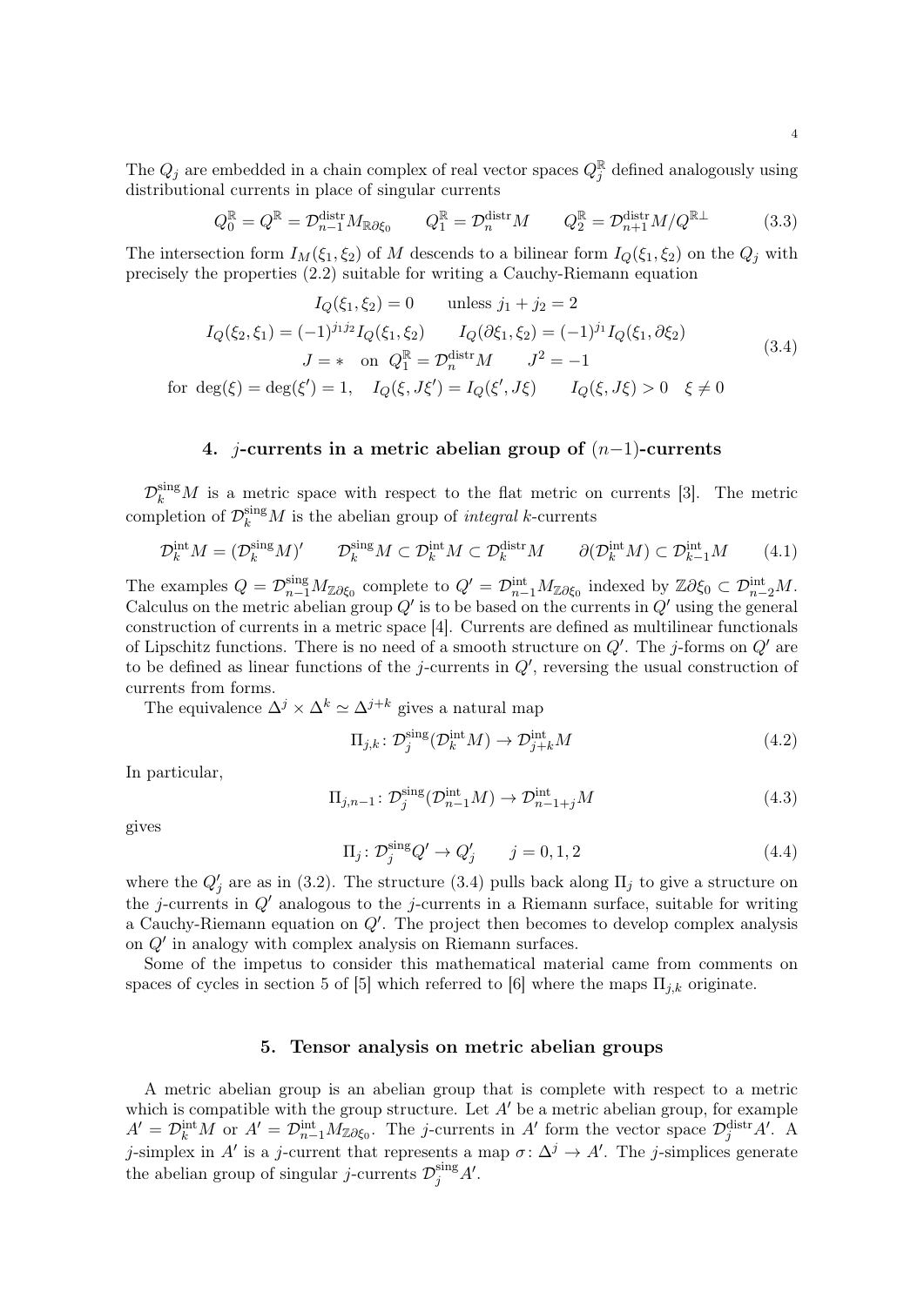The $Q_j$ are embedded in a chain complex of real vector spaces $Q_j^{\mathbb{R}}$ defined analogously using distributional currents in place of singular currents

$$Q_0^{\mathbb{R}} = Q^{\mathbb{R}} = \mathcal{D}_{n-1}^{\mathrm{distr}} M_{\mathbb{R}\partial\xi_0} \qquad Q_1^{\mathbb{R}} = \mathcal{D}_n^{\mathrm{distr}} M \qquad Q_2^{\mathbb{R}} = \mathcal{D}_{n+1}^{\mathrm{distr}} M / Q^{\mathbb{R}\perp} \tag{3.3}$$

The intersection form $I_M(\xi_1, \xi_2)$ of $M$ descends to a bilinear form $I_Q(\xi_1, \xi_2)$ on the $Q_j$ with precisely the properties (2.2) suitable for writing a Cauchy-Riemann equation

$$\begin{gathered}
I_Q(\xi_1, \xi_2) = 0 \qquad \text{unless } j_1 + j_2 = 2 \\
I_Q(\xi_2, \xi_1) = (-1)^{j_1 j_2} I_Q(\xi_1, \xi_2) \qquad I_Q(\partial\xi_1, \xi_2) = (-1)^{j_1} I_Q(\xi_1, \partial\xi_2) \\
J = * \quad \text{on } Q_1^{\mathbb{R}} = \mathcal{D}_n^{\mathrm{distr}} M \qquad J^2 = -1 \\
\text{for } \deg(\xi) = \deg(\xi') = 1, \quad I_Q(\xi, J\xi') = I_Q(\xi', J\xi) \qquad I_Q(\xi, J\xi) > 0 \quad \xi \neq 0
\end{gathered} \tag{3.4}$$

## 4. $j$-currents in a metric abelian group of $(n-1)$-currents

$\mathcal{D}_k^{\mathrm{sing}} M$ is a metric space with respect to the flat metric on currents [3]. The metric completion of $\mathcal{D}_k^{\mathrm{sing}} M$ is the abelian group of *integral* $k$-currents

$$\mathcal{D}_k^{\mathrm{int}} M = (\mathcal{D}_k^{\mathrm{sing}} M)' \qquad \mathcal{D}_k^{\mathrm{sing}} M \subset \mathcal{D}_k^{\mathrm{int}} M \subset \mathcal{D}_k^{\mathrm{distr}} M \qquad \partial(\mathcal{D}_k^{\mathrm{int}} M) \subset \mathcal{D}_{k-1}^{\mathrm{int}} M \tag{4.1}$$

The examples $Q = \mathcal{D}_{n-1}^{\mathrm{sing}} M_{\mathbb{Z}\partial\xi_0}$ complete to $Q' = \mathcal{D}_{n-1}^{\mathrm{int}} M_{\mathbb{Z}\partial\xi_0}$ indexed by $\mathbb{Z}\partial\xi_0 \subset \mathcal{D}_{n-2}^{\mathrm{int}} M$. Calculus on the metric abelian group $Q'$ is to be based on the currents in $Q'$ using the general construction of currents in a metric space [4]. Currents are defined as multilinear functionals of Lipschitz functions. There is no need of a smooth structure on $Q'$. The $j$-forms on $Q'$ are to be defined as linear functions of the $j$-currents in $Q'$, reversing the usual construction of currents from forms.

The equivalence $\Delta^j \times \Delta^k \simeq \Delta^{j+k}$ gives a natural map

$$\Pi_{j,k} \colon \mathcal{D}_j^{\mathrm{sing}}(\mathcal{D}_k^{\mathrm{int}} M) \to \mathcal{D}_{j+k}^{\mathrm{int}} M \tag{4.2}$$

In particular,

$$\Pi_{j,n-1} \colon \mathcal{D}_j^{\mathrm{sing}}(\mathcal{D}_{n-1}^{\mathrm{int}} M) \to \mathcal{D}_{n-1+j}^{\mathrm{int}} M \tag{4.3}$$

gives

$$\Pi_j \colon \mathcal{D}_j^{\mathrm{sing}} Q' \to Q'_j \qquad j = 0, 1, 2 \tag{4.4}$$

where the $Q'_j$ are as in (3.2). The structure (3.4) pulls back along $\Pi_j$ to give a structure on the $j$-currents in $Q'$ analogous to the $j$-currents in a Riemann surface, suitable for writing a Cauchy-Riemann equation on $Q'$. The project then becomes to develop complex analysis on $Q'$ in analogy with complex analysis on Riemann surfaces.

Some of the impetus to consider this mathematical material came from comments on spaces of cycles in section 5 of [5] which referred to [6] where the maps $\Pi_{j,k}$ originate.

## 5. Tensor analysis on metric abelian groups

A metric abelian group is an abelian group that is complete with respect to a metric which is compatible with the group structure. Let $A'$ be a metric abelian group, for example $A' = \mathcal{D}_k^{\mathrm{int}} M$ or $A' = \mathcal{D}_{n-1}^{\mathrm{int}} M_{\mathbb{Z}\partial\xi_0}$. The $j$-currents in $A'$ form the vector space $\mathcal{D}_j^{\mathrm{distr}} A'$. A $j$-simplex in $A'$ is a $j$-current that represents a map $\sigma \colon \Delta^j \to A'$. The $j$-simplices generate the abelian group of singular $j$-currents $\mathcal{D}_j^{\mathrm{sing}} A'$.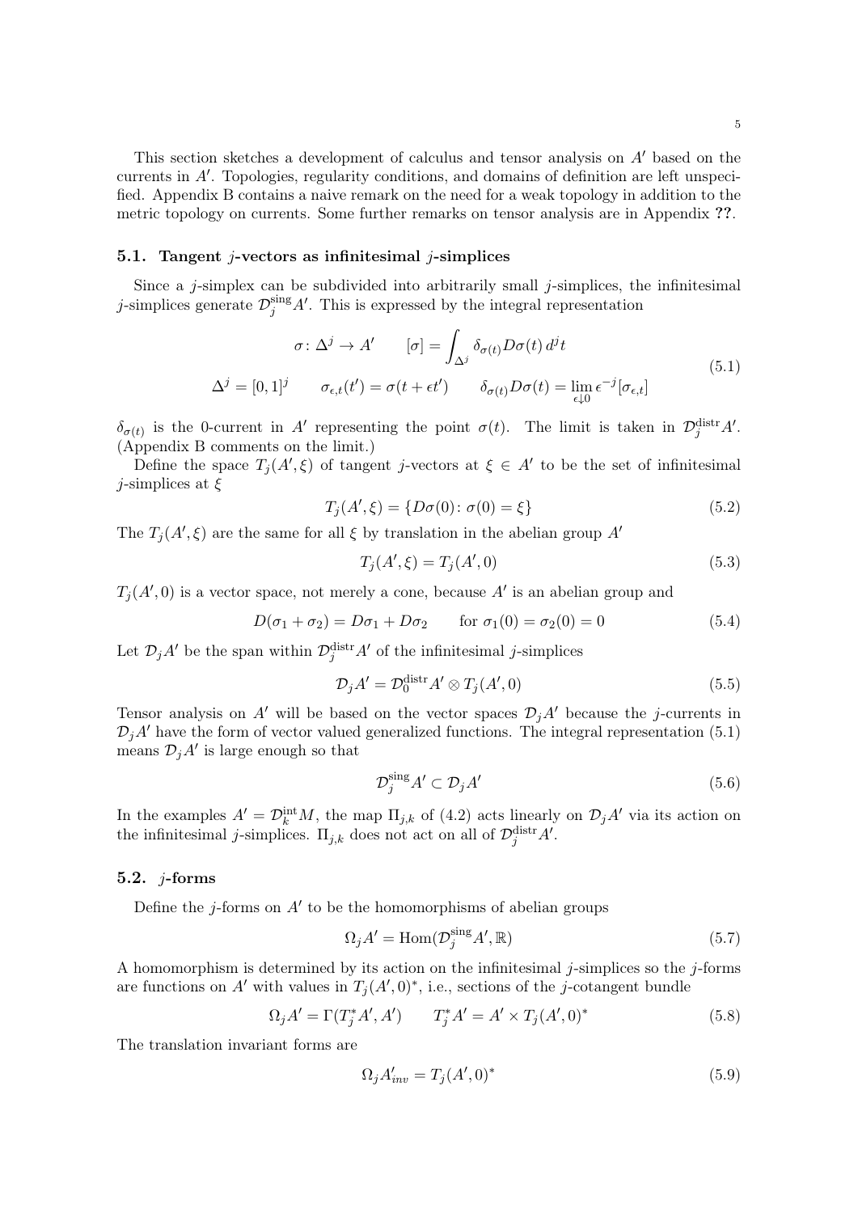This section sketches a development of calculus and tensor analysis on $A'$ based on the currents in $A'$. Topologies, regularity conditions, and domains of definition are left unspecified. Appendix B contains a naive remark on the need for a weak topology in addition to the metric topology on currents. Some further remarks on tensor analysis are in Appendix **??**.

### 5.1. Tangent $j$-vectors as infinitesimal $j$-simplices

Since a $j$-simplex can be subdivided into arbitrarily small $j$-simplices, the infinitesimal $j$-simplices generate $\mathcal{D}^{\mathrm{sing}}_j A'$. This is expressed by the integral representation

$$
\begin{gathered}
\sigma\colon \Delta^j \to A' \qquad [\sigma] = \int_{\Delta^j} \delta_{\sigma(t)} D\sigma(t)\, d^j t \\
\Delta^j = [0,1]^j \qquad \sigma_{\epsilon,t}(t') = \sigma(t + \epsilon t') \qquad \delta_{\sigma(t)} D\sigma(t) = \lim_{\epsilon \downarrow 0} \epsilon^{-j} [\sigma_{\epsilon,t}]
\end{gathered}
\tag{5.1}
$$

$\delta_{\sigma(t)}$ is the 0-current in $A'$ representing the point $\sigma(t)$. The limit is taken in $\mathcal{D}^{\mathrm{distr}}_j A'$. (Appendix B comments on the limit.)

Define the space $T_j(A',\xi)$ of tangent $j$-vectors at $\xi \in A'$ to be the set of infinitesimal $j$-simplices at $\xi$

$$
T_j(A',\xi) = \{ D\sigma(0) \colon \sigma(0) = \xi \}
\tag{5.2}
$$

The $T_j(A',\xi)$ are the same for all $\xi$ by translation in the abelian group $A'$

$$
T_j(A',\xi) = T_j(A',0)
\tag{5.3}
$$

$T_j(A',0)$ is a vector space, not merely a cone, because $A'$ is an abelian group and

$$
D(\sigma_1 + \sigma_2) = D\sigma_1 + D\sigma_2 \qquad \text{for } \sigma_1(0) = \sigma_2(0) = 0
\tag{5.4}
$$

Let $\mathcal{D}_j A'$ be the span within $\mathcal{D}^{\mathrm{distr}}_j A'$ of the infinitesimal $j$-simplices

$$
\mathcal{D}_j A' = \mathcal{D}^{\mathrm{distr}}_0 A' \otimes T_j(A',0)
\tag{5.5}
$$

Tensor analysis on $A'$ will be based on the vector spaces $\mathcal{D}_j A'$ because the $j$-currents in $\mathcal{D}_j A'$ have the form of vector valued generalized functions. The integral representation (5.1) means $\mathcal{D}_j A'$ is large enough so that

$$
\mathcal{D}^{\mathrm{sing}}_j A' \subset \mathcal{D}_j A'
\tag{5.6}
$$

In the examples $A' = \mathcal{D}^{\mathrm{int}}_k M$, the map $\Pi_{j,k}$ of (4.2) acts linearly on $\mathcal{D}_j A'$ via its action on the infinitesimal $j$-simplices. $\Pi_{j,k}$ does not act on all of $\mathcal{D}^{\mathrm{distr}}_j A'$.

### 5.2. $j$-forms

Define the $j$-forms on $A'$ to be the homomorphisms of abelian groups

$$
\Omega_j A' = \mathrm{Hom}(\mathcal{D}^{\mathrm{sing}}_j A', \mathbb{R})
\tag{5.7}
$$

A homomorphism is determined by its action on the infinitesimal $j$-simplices so the $j$-forms are functions on $A'$ with values in $T_j(A',0)^*$, i.e., sections of the $j$-cotangent bundle

$$
\Omega_j A' = \Gamma(T^*_j A', A') \qquad T^*_j A' = A' \times T_j(A',0)^*
\tag{5.8}
$$

The translation invariant forms are

$$
\Omega_j A'_{inv} = T_j(A',0)^*
\tag{5.9}
$$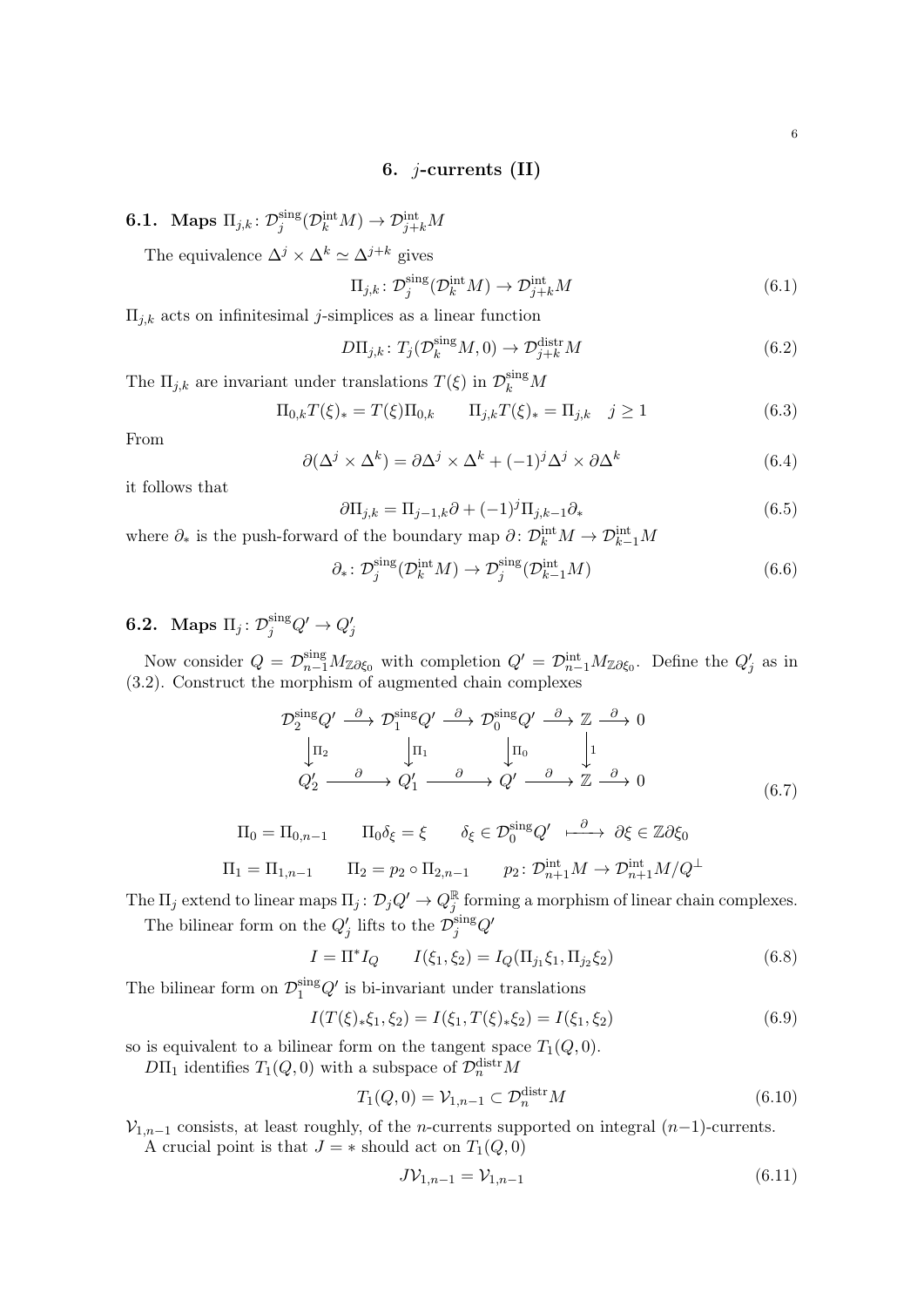## 6. $j$-currents (II)

### 6.1. Maps $\Pi_{j,k}\colon \mathcal{D}^{\text{sing}}_j(\mathcal{D}^{\text{int}}_k M) \to \mathcal{D}^{\text{int}}_{j+k} M$

The equivalence $\Delta^j \times \Delta^k \simeq \Delta^{j+k}$ gives

$$\Pi_{j,k}\colon \mathcal{D}^{\text{sing}}_j(\mathcal{D}^{\text{int}}_k M) \to \mathcal{D}^{\text{int}}_{j+k} M \tag{6.1}$$

$\Pi_{j,k}$ acts on infinitesimal $j$-simplices as a linear function

$$D\Pi_{j,k}\colon T_j(\mathcal{D}^{\text{sing}}_k M, 0) \to \mathcal{D}^{\text{distr}}_{j+k} M \tag{6.2}$$

The $\Pi_{j,k}$ are invariant under translations $T(\xi)$ in $\mathcal{D}^{\text{sing}}_k M$

$$\Pi_{0,k} T(\xi)_* = T(\xi)\Pi_{0,k} \qquad \Pi_{j,k} T(\xi)_* = \Pi_{j,k} \quad j \geq 1 \tag{6.3}$$

From

$$\partial(\Delta^j \times \Delta^k) = \partial\Delta^j \times \Delta^k + (-1)^j \Delta^j \times \partial\Delta^k \tag{6.4}$$

it follows that

$$\partial \Pi_{j,k} = \Pi_{j-1,k}\partial + (-1)^j \Pi_{j,k-1}\partial_* \tag{6.5}$$

where $\partial_*$ is the push-forward of the boundary map $\partial\colon \mathcal{D}^{\text{int}}_k M \to \mathcal{D}^{\text{int}}_{k-1} M$

$$\partial_*\colon \mathcal{D}^{\text{sing}}_j(\mathcal{D}^{\text{int}}_k M) \to \mathcal{D}^{\text{sing}}_j(\mathcal{D}^{\text{int}}_{k-1} M) \tag{6.6}$$

### 6.2. Maps $\Pi_j\colon \mathcal{D}^{\text{sing}}_j Q' \to Q'_j$

Now consider $Q = \mathcal{D}^{\text{sing}}_{n-1} M_{\mathbb{Z}\partial\xi_0}$ with completion $Q' = \mathcal{D}^{\text{int}}_{n-1} M_{\mathbb{Z}\partial\xi_0}$. Define the $Q'_j$ as in (3.2). Construct the morphism of augmented chain complexes

$$\begin{array}{ccccccccc}
\mathcal{D}^{\text{sing}}_2 Q' & \xrightarrow{\partial} & \mathcal{D}^{\text{sing}}_1 Q' & \xrightarrow{\partial} & \mathcal{D}^{\text{sing}}_0 Q' & \xrightarrow{\partial} & \mathbb{Z} & \xrightarrow{\partial} & 0 \\
\big\downarrow{\scriptstyle \Pi_2} & & \big\downarrow{\scriptstyle \Pi_1} & & \big\downarrow{\scriptstyle \Pi_0} & & \big\downarrow{\scriptstyle 1} & & \\
Q'_2 & \xrightarrow{\partial} & Q'_1 & \xrightarrow{\partial} & Q' & \xrightarrow{\partial} & \mathbb{Z} & \xrightarrow{\partial} & 0
\end{array} \tag{6.7}$$

$$\Pi_0 = \Pi_{0,n-1} \qquad \Pi_0 \delta_\xi = \xi \qquad \delta_\xi \in \mathcal{D}^{\text{sing}}_0 Q' \;\; \overset{\partial}{\longmapsto} \;\; \partial\xi \in \mathbb{Z}\partial\xi_0$$

$$\Pi_1 = \Pi_{1,n-1} \qquad \Pi_2 = p_2 \circ \Pi_{2,n-1} \qquad p_2\colon \mathcal{D}^{\text{int}}_{n+1} M \to \mathcal{D}^{\text{int}}_{n+1} M / Q^\perp$$

The $\Pi_j$ extend to linear maps $\Pi_j\colon \mathcal{D}_j Q' \to Q^{\mathbb{R}}_j$ forming a morphism of linear chain complexes.

The bilinear form on the $Q'_j$ lifts to the $\mathcal{D}^{\text{sing}}_j Q'$

$$I = \Pi^* I_Q \qquad I(\xi_1, \xi_2) = I_Q(\Pi_{j_1}\xi_1, \Pi_{j_2}\xi_2) \tag{6.8}$$

The bilinear form on $\mathcal{D}^{\text{sing}}_1 Q'$ is bi-invariant under translations

$$I(T(\xi)_*\xi_1, \xi_2) = I(\xi_1, T(\xi)_*\xi_2) = I(\xi_1, \xi_2) \tag{6.9}$$

so is equivalent to a bilinear form on the tangent space $T_1(Q, 0)$.

$D\Pi_1$ identifies $T_1(Q, 0)$ with a subspace of $\mathcal{D}^{\text{distr}}_n M$

$$T_1(Q, 0) = \mathcal{V}_{1,n-1} \subset \mathcal{D}^{\text{distr}}_n M \tag{6.10}$$

$\mathcal{V}_{1,n-1}$ consists, at least roughly, of the $n$-currents supported on integral $(n-1)$-currents.

A crucial point is that $J = *$ should act on $T_1(Q, 0)$

$$J\mathcal{V}_{1,n-1} = \mathcal{V}_{1,n-1} \tag{6.11}$$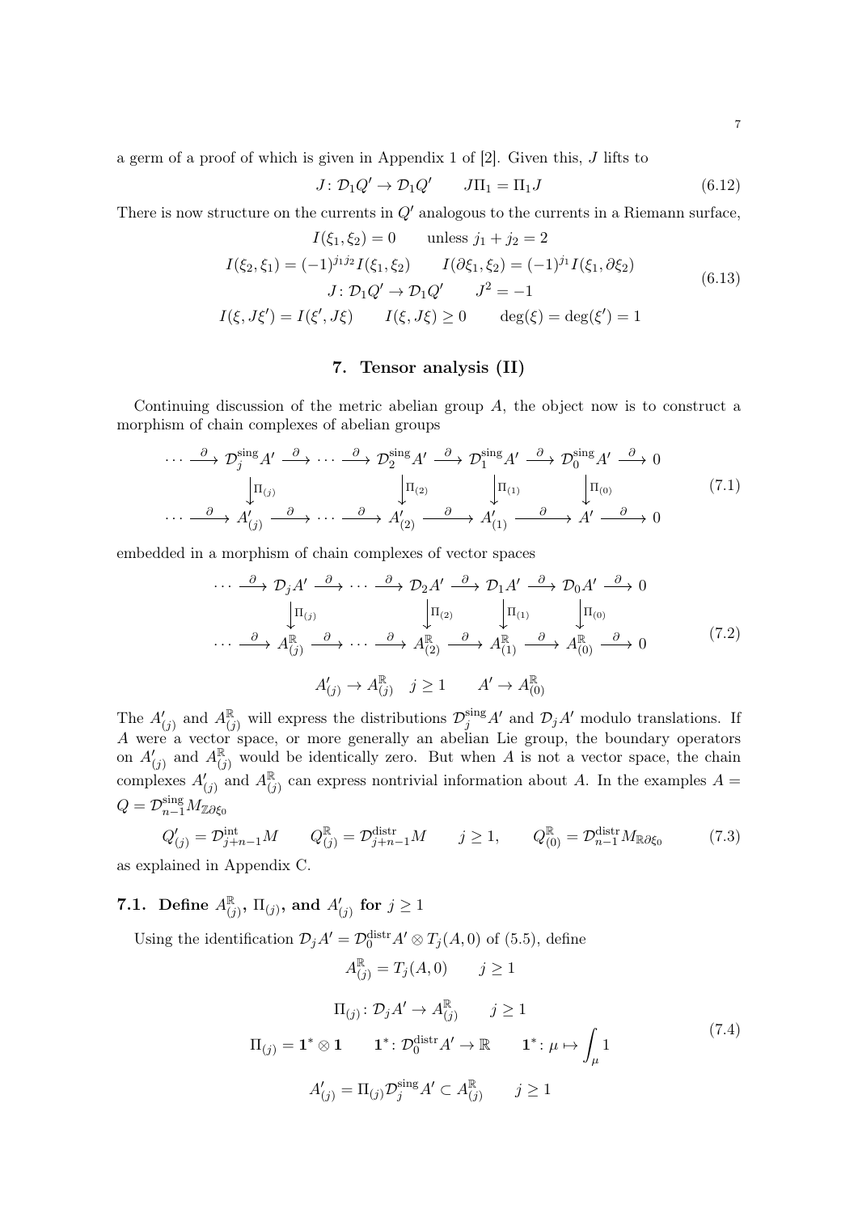a germ of a proof of which is given in Appendix 1 of [2]. Given this, $J$ lifts to

$$J\colon \mathcal{D}_1 Q' \to \mathcal{D}_1 Q' \qquad J\Pi_1 = \Pi_1 J \tag{6.12}$$

There is now structure on the currents in $Q'$ analogous to the currents in a Riemann surface,

$$\begin{gathered}
I(\xi_1,\xi_2) = 0 \qquad \text{unless } j_1 + j_2 = 2 \\
I(\xi_2,\xi_1) = (-1)^{j_1 j_2} I(\xi_1,\xi_2) \qquad I(\partial\xi_1,\xi_2) = (-1)^{j_1} I(\xi_1,\partial\xi_2) \\
J\colon \mathcal{D}_1 Q' \to \mathcal{D}_1 Q' \qquad J^2 = -1 \\
I(\xi, J\xi') = I(\xi', J\xi) \qquad I(\xi, J\xi) \geq 0 \qquad \deg(\xi) = \deg(\xi') = 1
\end{gathered} \tag{6.13}$$

## 7. Tensor analysis (II)

Continuing discussion of the metric abelian group $A$, the object now is to construct a morphism of chain complexes of abelian groups

$$\begin{array}{ccccccccccccc}
\cdots \xrightarrow{\partial} & \mathcal{D}^{\text{sing}}_j A' & \xrightarrow{\partial} \cdots \xrightarrow{\partial} & \mathcal{D}^{\text{sing}}_2 A' & \xrightarrow{\partial} & \mathcal{D}^{\text{sing}}_1 A' & \xrightarrow{\partial} & \mathcal{D}^{\text{sing}}_0 A' & \xrightarrow{\partial} 0 \\
& \big\downarrow{\scriptstyle \Pi_{(j)}} & & \big\downarrow{\scriptstyle \Pi_{(2)}} & & \big\downarrow{\scriptstyle \Pi_{(1)}} & & \big\downarrow{\scriptstyle \Pi_{(0)}} & \\
\cdots \xrightarrow{\partial} & A'_{(j)} & \xrightarrow{\partial} \cdots \xrightarrow{\partial} & A'_{(2)} & \xrightarrow{\partial} & A'_{(1)} & \xrightarrow{\partial} & A' & \xrightarrow{\partial} 0
\end{array} \tag{7.1}$$

embedded in a morphism of chain complexes of vector spaces

$$\begin{array}{ccccccccccccc}
\cdots \xrightarrow{\partial} & \mathcal{D}_j A' & \xrightarrow{\partial} \cdots \xrightarrow{\partial} & \mathcal{D}_2 A' & \xrightarrow{\partial} & \mathcal{D}_1 A' & \xrightarrow{\partial} & \mathcal{D}_0 A' & \xrightarrow{\partial} 0 \\
& \big\downarrow{\scriptstyle \Pi_{(j)}} & & \big\downarrow{\scriptstyle \Pi_{(2)}} & & \big\downarrow{\scriptstyle \Pi_{(1)}} & & \big\downarrow{\scriptstyle \Pi_{(0)}} & \\
\cdots \xrightarrow{\partial} & A^{\mathbb{R}}_{(j)} & \xrightarrow{\partial} \cdots \xrightarrow{\partial} & A^{\mathbb{R}}_{(2)} & \xrightarrow{\partial} & A^{\mathbb{R}}_{(1)} & \xrightarrow{\partial} & A^{\mathbb{R}}_{(0)} & \xrightarrow{\partial} 0
\end{array} \tag{7.2}$$

$$A'_{(j)} \to A^{\mathbb{R}}_{(j)} \quad j \geq 1 \qquad A' \to A^{\mathbb{R}}_{(0)}$$

The $A'_{(j)}$ and $A^{\mathbb{R}}_{(j)}$ will express the distributions $\mathcal{D}^{\text{sing}}_j A'$ and $\mathcal{D}_j A'$ modulo translations. If $A$ were a vector space, or more generally an abelian Lie group, the boundary operators on $A'_{(j)}$ and $A^{\mathbb{R}}_{(j)}$ would be identically zero. But when $A$ is not a vector space, the chain complexes $A'_{(j)}$ and $A^{\mathbb{R}}_{(j)}$ can express nontrivial information about $A$. In the examples $A = Q = \mathcal{D}^{\text{sing}}_{n-1} M_{\mathbb{Z}\partial\xi_0}$

$$Q'_{(j)} = \mathcal{D}^{\text{int}}_{j+n-1} M \qquad Q^{\mathbb{R}}_{(j)} = \mathcal{D}^{\text{distr}}_{j+n-1} M \qquad j \geq 1, \qquad Q^{\mathbb{R}}_{(0)} = \mathcal{D}^{\text{distr}}_{n-1} M_{\mathbb{R}\partial\xi_0} \tag{7.3}$$

as explained in Appendix C.

### 7.1. Define $A^{\mathbb{R}}_{(j)}$, $\Pi_{(j)}$, and $A'_{(j)}$ for $j \geq 1$

Using the identification $\mathcal{D}_j A' = \mathcal{D}^{\text{distr}}_0 A' \otimes T_j(A, 0)$ of (5.5), define

$$\begin{gathered}
A^{\mathbb{R}}_{(j)} = T_j(A, 0) \qquad j \geq 1 \\[6pt]
\Pi_{(j)}\colon \mathcal{D}_j A' \to A^{\mathbb{R}}_{(j)} \qquad j \geq 1 \\
\Pi_{(j)} = \mathbf{1}^* \otimes \mathbf{1} \qquad \mathbf{1}^*\colon \mathcal{D}^{\text{distr}}_0 A' \to \mathbb{R} \qquad \mathbf{1}^*\colon \mu \mapsto \int_\mu 1 \\[6pt]
A'_{(j)} = \Pi_{(j)} \mathcal{D}^{\text{sing}}_j A' \subset A^{\mathbb{R}}_{(j)} \qquad j \geq 1
\end{gathered} \tag{7.4}$$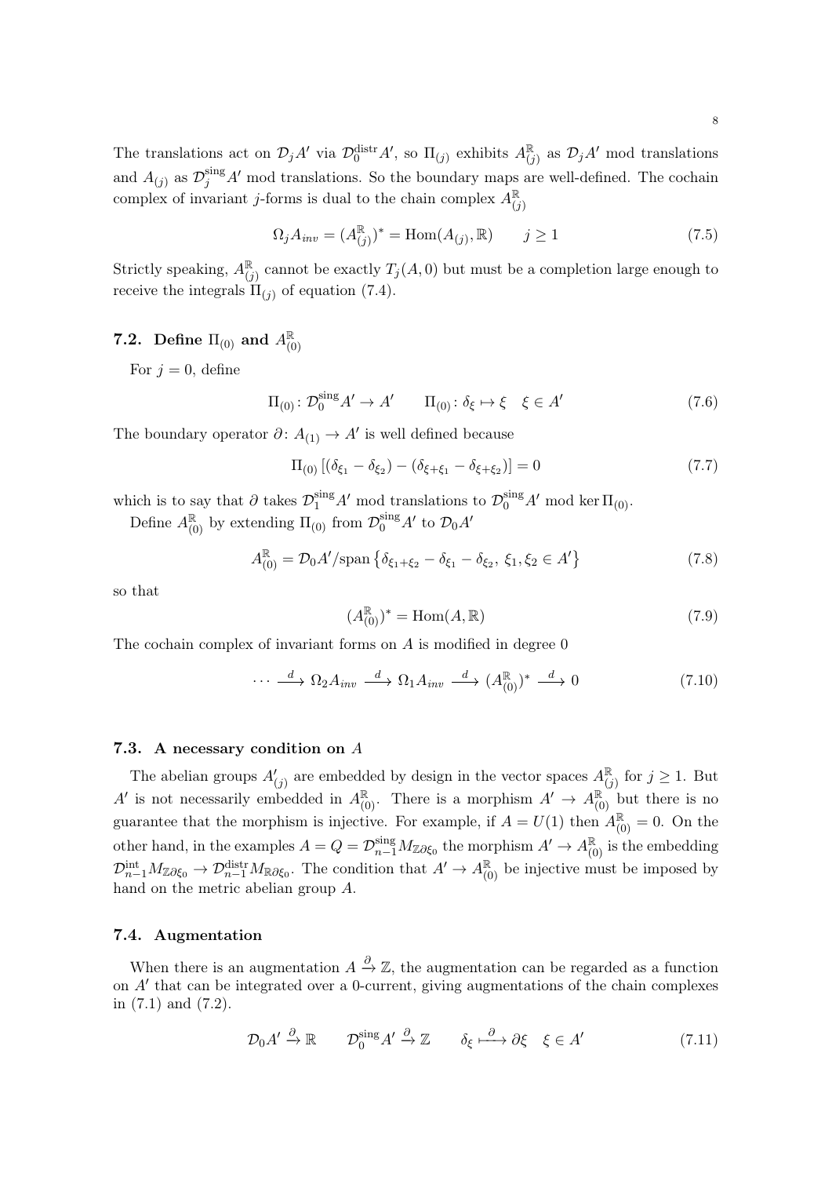The translations act on $\mathcal{D}_j A'$ via $\mathcal{D}_0^{\text{distr}} A'$, so $\Pi_{(j)}$ exhibits $A_{(j)}^{\mathbb{R}}$ as $\mathcal{D}_j A'$ mod translations and $A_{(j)}$ as $\mathcal{D}_j^{\text{sing}} A'$ mod translations. So the boundary maps are well-defined. The cochain complex of invariant $j$-forms is dual to the chain complex $A_{(j)}^{\mathbb{R}}$

$$\Omega_j A_{inv} = (A_{(j)}^{\mathbb{R}})^* = \mathrm{Hom}(A_{(j)}, \mathbb{R}) \qquad j \geq 1 \tag{7.5}$$

Strictly speaking, $A_{(j)}^{\mathbb{R}}$ cannot be exactly $T_j(A, 0)$ but must be a completion large enough to receive the integrals $\Pi_{(j)}$ of equation (7.4).

### 7.2. Define $\Pi_{(0)}$ and $A_{(0)}^{\mathbb{R}}$

For $j = 0$, define

$$\Pi_{(0)} \colon \mathcal{D}_0^{\text{sing}} A' \to A' \qquad \Pi_{(0)} \colon \delta_\xi \mapsto \xi \quad \xi \in A' \tag{7.6}$$

The boundary operator $\partial \colon A_{(1)} \to A'$ is well defined because

$$\Pi_{(0)} \left[ (\delta_{\xi_1} - \delta_{\xi_2}) - (\delta_{\xi + \xi_1} - \delta_{\xi + \xi_2}) \right] = 0 \tag{7.7}$$

which is to say that $\partial$ takes $\mathcal{D}_1^{\text{sing}} A'$ mod translations to $\mathcal{D}_0^{\text{sing}} A'$ mod $\ker \Pi_{(0)}$.

Define $A_{(0)}^{\mathbb{R}}$ by extending $\Pi_{(0)}$ from $\mathcal{D}_0^{\text{sing}} A'$ to $\mathcal{D}_0 A'$

$$A_{(0)}^{\mathbb{R}} = \mathcal{D}_0 A' / \mathrm{span} \left\{ \delta_{\xi_1 + \xi_2} - \delta_{\xi_1} - \delta_{\xi_2},\ \xi_1, \xi_2 \in A' \right\} \tag{7.8}$$

so that

$$(A_{(0)}^{\mathbb{R}})^* = \mathrm{Hom}(A, \mathbb{R}) \tag{7.9}$$

The cochain complex of invariant forms on $A$ is modified in degree 0

$$\cdots \xrightarrow{d} \Omega_2 A_{inv} \xrightarrow{d} \Omega_1 A_{inv} \xrightarrow{d} (A_{(0)}^{\mathbb{R}})^* \xrightarrow{d} 0 \tag{7.10}$$

### 7.3. A necessary condition on $A$

The abelian groups $A'_{(j)}$ are embedded by design in the vector spaces $A_{(j)}^{\mathbb{R}}$ for $j \geq 1$. But $A'$ is not necessarily embedded in $A_{(0)}^{\mathbb{R}}$. There is a morphism $A' \to A_{(0)}^{\mathbb{R}}$ but there is no guarantee that the morphism is injective. For example, if $A = U(1)$ then $A_{(0)}^{\mathbb{R}} = 0$. On the other hand, in the examples $A = Q = \mathcal{D}_{n-1}^{\text{sing}} M_{\mathbb{Z}\partial\xi_0}$ the morphism $A' \to A_{(0)}^{\mathbb{R}}$ is the embedding $\mathcal{D}_{n-1}^{\text{int}} M_{\mathbb{Z}\partial\xi_0} \to \mathcal{D}_{n-1}^{\text{distr}} M_{\mathbb{R}\partial\xi_0}$. The condition that $A' \to A_{(0)}^{\mathbb{R}}$ be injective must be imposed by hand on the metric abelian group $A$.

### 7.4. Augmentation

When there is an augmentation $A \xrightarrow{\partial} \mathbb{Z}$, the augmentation can be regarded as a function on $A'$ that can be integrated over a 0-current, giving augmentations of the chain complexes in (7.1) and (7.2).

$$\mathcal{D}_0 A' \xrightarrow{\partial} \mathbb{R} \qquad \mathcal{D}_0^{\text{sing}} A' \xrightarrow{\partial} \mathbb{Z} \qquad \delta_\xi \xmapsto{\ \partial\ } \partial \xi \quad \xi \in A' \tag{7.11}$$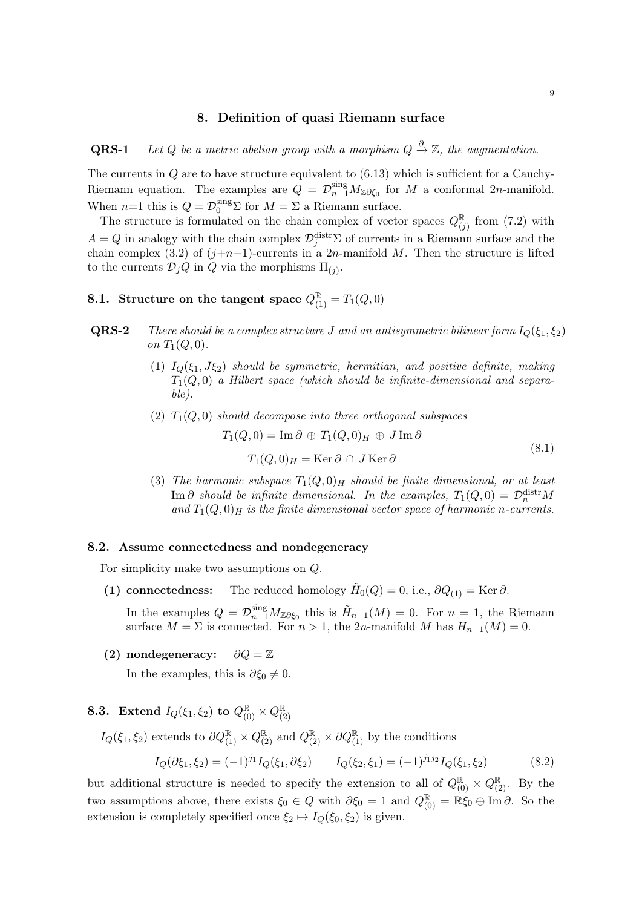## 8. Definition of quasi Riemann surface

**QRS-1** *Let $Q$ be a metric abelian group with a morphism $Q \xrightarrow{\partial} \mathbb{Z}$, the augmentation.*

The currents in $Q$ are to have structure equivalent to (6.13) which is sufficient for a Cauchy-Riemann equation. The examples are $Q = \mathcal{D}^{\mathrm{sing}}_{n-1} M_{\mathbb{Z}\partial\xi_0}$ for $M$ a conformal $2n$-manifold. When $n$=1 this is $Q = \mathcal{D}^{\mathrm{sing}}_0 \Sigma$ for $M = \Sigma$ a Riemann surface.

The structure is formulated on the chain complex of vector spaces $Q^{\mathbb{R}}_{(j)}$ from (7.2) with $A = Q$ in analogy with the chain complex $\mathcal{D}^{\mathrm{distr}}_j \Sigma$ of currents in a Riemann surface and the chain complex (3.2) of ($j$+$n$−1)-currents in a $2n$-manifold $M$. Then the structure is lifted to the currents $\mathcal{D}_j Q$ in $Q$ via the morphisms $\Pi_{(j)}$.

### 8.1. Structure on the tangent space $Q^{\mathbb{R}}_{(1)} = T_1(Q, 0)$

**QRS-2** *There should be a complex structure $J$ and an antisymmetric bilinear form $I_Q(\xi_1, \xi_2)$ on $T_1(Q, 0)$.*

1. *$I_Q(\xi_1, J\xi_2)$ should be symmetric, hermitian, and positive definite, making $T_1(Q, 0)$ a Hilbert space (which should be infinite-dimensional and separable).*
2. *$T_1(Q, 0)$ should decompose into three orthogonal subspaces*

$$
\begin{gathered}
T_1(Q,0) = \operatorname{Im}\partial \,\oplus\, T_1(Q,0)_H \,\oplus\, J\operatorname{Im}\partial \\
T_1(Q,0)_H = \operatorname{Ker}\partial \,\cap\, J\operatorname{Ker}\partial
\end{gathered}
\tag{8.1}
$$

3. *The harmonic subspace $T_1(Q, 0)_H$ should be finite dimensional, or at least $\operatorname{Im}\partial$ should be infinite dimensional. In the examples, $T_1(Q, 0) = \mathcal{D}^{\mathrm{distr}}_n M$ and $T_1(Q, 0)_H$ is the finite dimensional vector space of harmonic $n$-currents.*

### 8.2. Assume connectedness and nondegeneracy

For simplicity make two assumptions on $Q$.

**(1) connectedness:** The reduced homology $\tilde{H}_0(Q) = 0$, i.e., $\partial Q_{(1)} = \operatorname{Ker}\partial$.

In the examples $Q = \mathcal{D}^{\mathrm{sing}}_{n-1} M_{\mathbb{Z}\partial\xi_0}$ this is $\tilde{H}_{n-1}(M) = 0$. For $n = 1$, the Riemann surface $M = \Sigma$ is connected. For $n > 1$, the $2n$-manifold $M$ has $H_{n-1}(M) = 0$.

**(2) nondegeneracy:** $\partial Q = \mathbb{Z}$

In the examples, this is $\partial\xi_0 \neq 0$.

### 8.3. Extend $I_Q(\xi_1, \xi_2)$ to $Q^{\mathbb{R}}_{(0)} \times Q^{\mathbb{R}}_{(2)}$

$I_Q(\xi_1, \xi_2)$ extends to $\partial Q^{\mathbb{R}}_{(1)} \times Q^{\mathbb{R}}_{(2)}$ and $Q^{\mathbb{R}}_{(2)} \times \partial Q^{\mathbb{R}}_{(1)}$ by the conditions

$$
I_Q(\partial\xi_1, \xi_2) = (-1)^{j_1} I_Q(\xi_1, \partial\xi_2) \qquad I_Q(\xi_2, \xi_1) = (-1)^{j_1 j_2} I_Q(\xi_1, \xi_2) \tag{8.2}
$$

but additional structure is needed to specify the extension to all of $Q^{\mathbb{R}}_{(0)} \times Q^{\mathbb{R}}_{(2)}$. By the two assumptions above, there exists $\xi_0 \in Q$ with $\partial\xi_0 = 1$ and $Q^{\mathbb{R}}_{(0)} = \mathbb{R}\xi_0 \oplus \operatorname{Im}\partial$. So the extension is completely specified once $\xi_2 \mapsto I_Q(\xi_0, \xi_2)$ is given.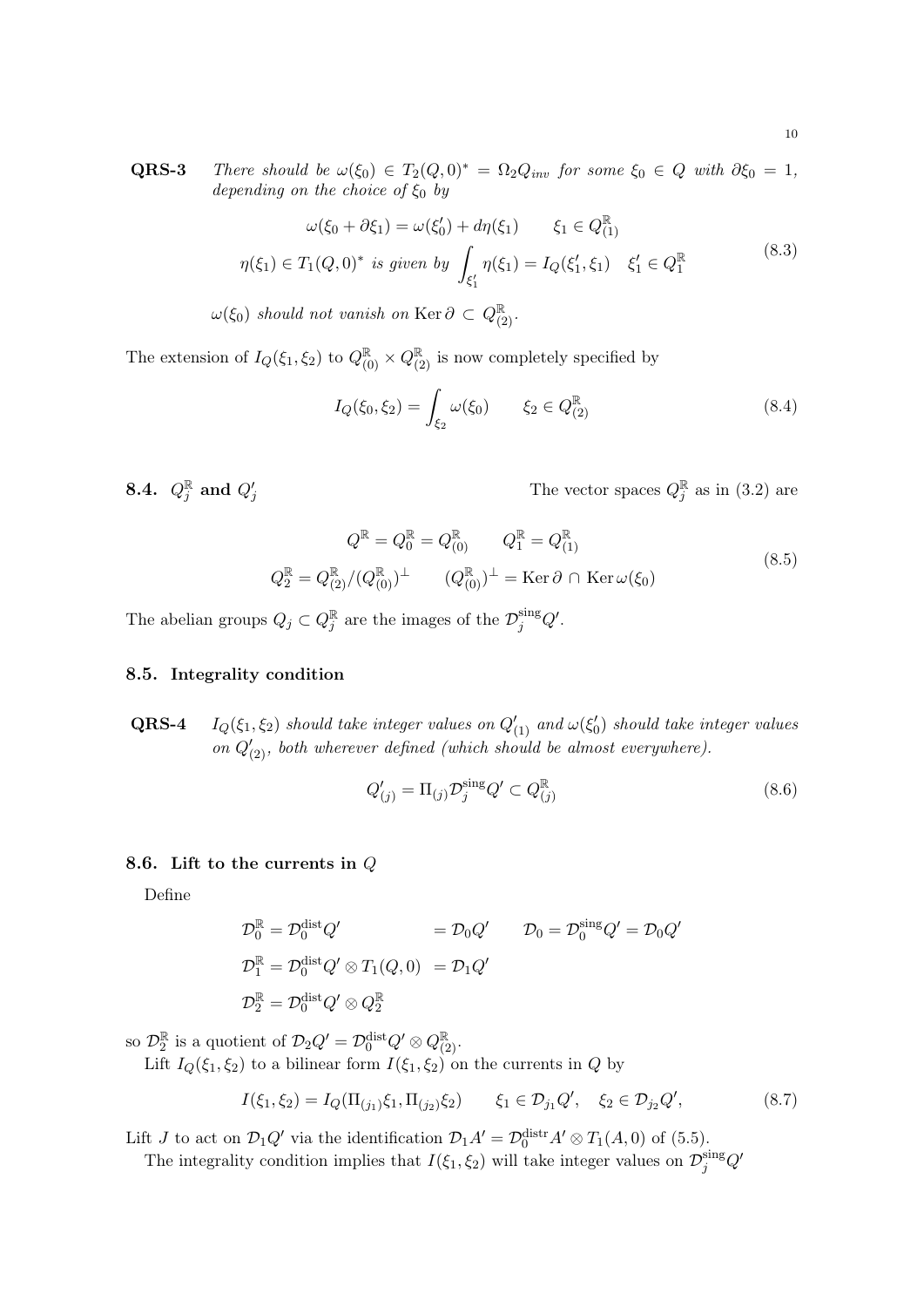**QRS-3** *There should be $\omega(\xi_0) \in T_2(Q,0)^* = \Omega_2 Q_{inv}$ for some $\xi_0 \in Q$ with $\partial\xi_0 = 1$, depending on the choice of $\xi_0$ by*

$$
\begin{gathered}
\omega(\xi_0 + \partial\xi_1) = \omega(\xi_0') + d\eta(\xi_1) \qquad \xi_1 \in Q^{\mathbb{R}}_{(1)} \\
\eta(\xi_1) \in T_1(Q,0)^* \text{ is given by } \int_{\xi_1'} \eta(\xi_1) = I_Q(\xi_1', \xi_1) \quad \xi_1' \in Q^{\mathbb{R}}_1
\end{gathered}
\tag{8.3}
$$

*$\omega(\xi_0)$ should not vanish on $\operatorname{Ker}\partial \subset Q^{\mathbb{R}}_{(2)}$.*

The extension of $I_Q(\xi_1,\xi_2)$ to $Q^{\mathbb{R}}_{(0)} \times Q^{\mathbb{R}}_{(2)}$ is now completely specified by

$$
I_Q(\xi_0, \xi_2) = \int_{\xi_2} \omega(\xi_0) \qquad \xi_2 \in Q^{\mathbb{R}}_{(2)}
\tag{8.4}
$$

### 8.4. $Q^{\mathbb{R}}_j$ and $Q'_j$

The vector spaces $Q^{\mathbb{R}}_j$ as in (3.2) are

$$
\begin{gathered}
Q^{\mathbb{R}} = Q^{\mathbb{R}}_0 = Q^{\mathbb{R}}_{(0)} \qquad Q^{\mathbb{R}}_1 = Q^{\mathbb{R}}_{(1)} \\
Q^{\mathbb{R}}_2 = Q^{\mathbb{R}}_{(2)}/(Q^{\mathbb{R}}_{(0)})^{\perp} \qquad (Q^{\mathbb{R}}_{(0)})^{\perp} = \operatorname{Ker}\partial \cap \operatorname{Ker}\omega(\xi_0)
\end{gathered}
\tag{8.5}
$$

The abelian groups $Q_j \subset Q^{\mathbb{R}}_j$ are the images of the $\mathcal{D}^{\text{sing}}_j Q'$.

### 8.5. Integrality condition

**QRS-4** *$I_Q(\xi_1,\xi_2)$ should take integer values on $Q'_{(1)}$ and $\omega(\xi_0')$ should take integer values on $Q'_{(2)}$, both wherever defined (which should be almost everywhere).*

$$
Q'_{(j)} = \Pi_{(j)} \mathcal{D}^{\text{sing}}_j Q' \subset Q^{\mathbb{R}}_{(j)}
\tag{8.6}
$$

### 8.6. Lift to the currents in $Q$

Define

$$
\begin{aligned}
\mathcal{D}^{\mathbb{R}}_0 &= \mathcal{D}^{\text{dist}}_0 Q' &&= \mathcal{D}_0 Q' \qquad \mathcal{D}_0 = \mathcal{D}^{\text{sing}}_0 Q' = \mathcal{D}_0 Q' \\
\mathcal{D}^{\mathbb{R}}_1 &= \mathcal{D}^{\text{dist}}_0 Q' \otimes T_1(Q,0) &&= \mathcal{D}_1 Q' \\
\mathcal{D}^{\mathbb{R}}_2 &= \mathcal{D}^{\text{dist}}_0 Q' \otimes Q^{\mathbb{R}}_2
\end{aligned}
$$

so $\mathcal{D}^{\mathbb{R}}_2$ is a quotient of $\mathcal{D}_2 Q' = \mathcal{D}^{\text{dist}}_0 Q' \otimes Q^{\mathbb{R}}_{(2)}$.

Lift $I_Q(\xi_1,\xi_2)$ to a bilinear form $I(\xi_1,\xi_2)$ on the currents in $Q$ by

$$
I(\xi_1,\xi_2) = I_Q(\Pi_{(j_1)}\xi_1, \Pi_{(j_2)}\xi_2) \qquad \xi_1 \in \mathcal{D}_{j_1} Q', \quad \xi_2 \in \mathcal{D}_{j_2} Q',
\tag{8.7}
$$

Lift $J$ to act on $\mathcal{D}_1 Q'$ via the identification $\mathcal{D}_1 A' = \mathcal{D}^{\text{distr}}_0 A' \otimes T_1(A,0)$ of (5.5).

The integrality condition implies that $I(\xi_1,\xi_2)$ will take integer values on $\mathcal{D}^{\text{sing}}_j Q'$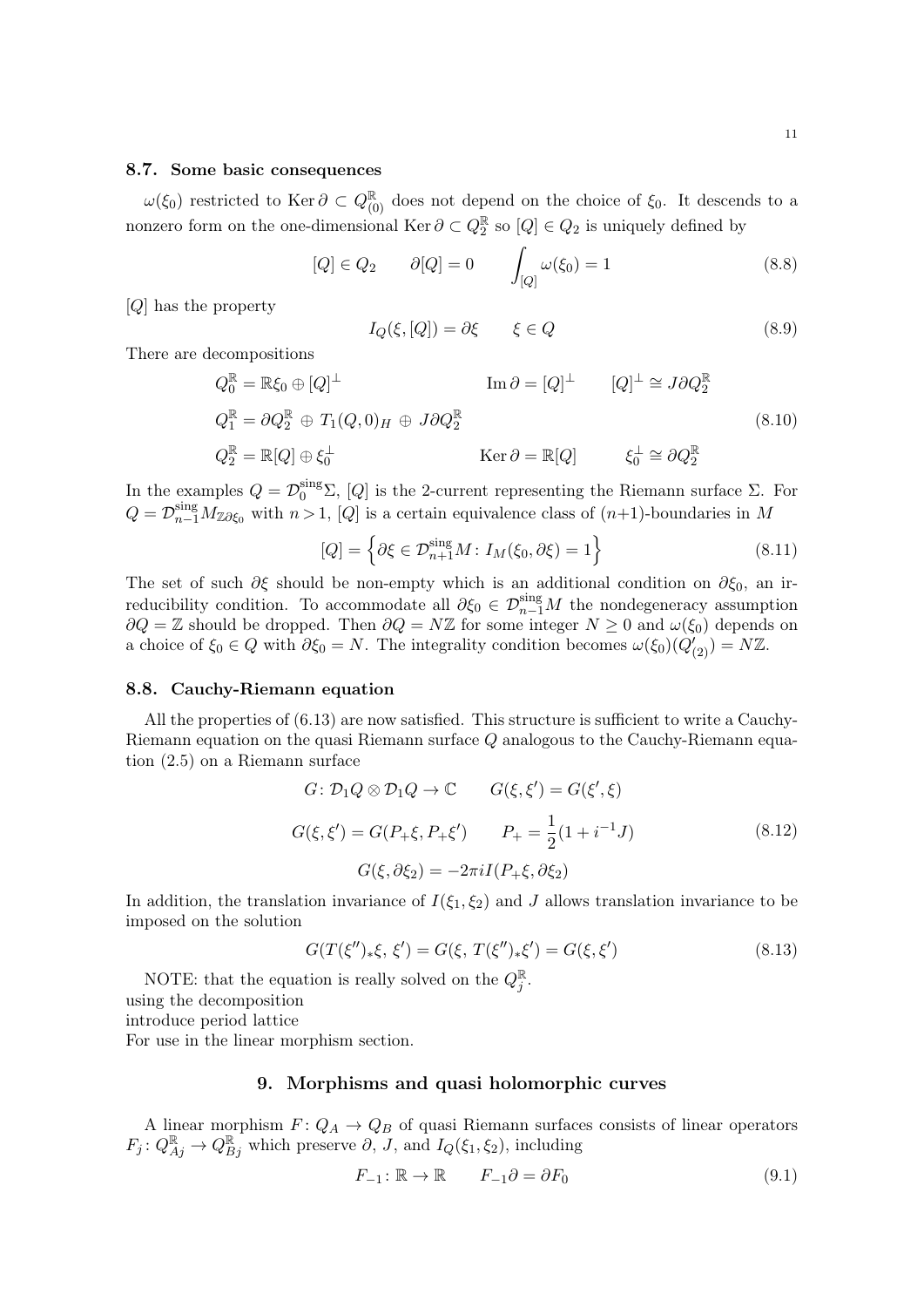### 8.7. Some basic consequences

$\omega(\xi_0)$ restricted to $\operatorname{Ker}\partial \subset Q^{\mathbb{R}}_{(0)}$ does not depend on the choice of $\xi_0$. It descends to a nonzero form on the one-dimensional $\operatorname{Ker}\partial \subset Q^{\mathbb{R}}_2$ so $[Q] \in Q_2$ is uniquely defined by

$$[Q] \in Q_2 \qquad \partial[Q] = 0 \qquad \int_{[Q]} \omega(\xi_0) = 1 \tag{8.8}$$

$[Q]$ has the property

$$I_Q(\xi, [Q]) = \partial\xi \qquad \xi \in Q \tag{8.9}$$

There are decompositions

$$\begin{aligned}
&Q^{\mathbb{R}}_0 = \mathbb{R}\xi_0 \oplus [Q]^\perp && \operatorname{Im}\partial = [Q]^\perp \qquad [Q]^\perp \cong J\partial Q^{\mathbb{R}}_2 \\
&Q^{\mathbb{R}}_1 = \partial Q^{\mathbb{R}}_2 \,\oplus\, T_1(Q,0)_H \,\oplus\, J\partial Q^{\mathbb{R}}_2 && \\
&Q^{\mathbb{R}}_2 = \mathbb{R}[Q] \oplus \xi_0^\perp && \operatorname{Ker}\partial = \mathbb{R}[Q] \qquad \xi_0^\perp \cong \partial Q^{\mathbb{R}}_2
\end{aligned} \tag{8.10}$$

In the examples $Q = \mathcal{D}^{\text{sing}}_0\Sigma$, $[Q]$ is the 2-current representing the Riemann surface $\Sigma$. For $Q = \mathcal{D}^{\text{sing}}_{n-1}M_{\mathbb{Z}\partial\xi_0}$ with $n>1$, $[Q]$ is a certain equivalence class of $(n{+}1)$-boundaries in $M$

$$[Q] = \left\{ \partial\xi \in \mathcal{D}^{\text{sing}}_{n+1}M \colon I_M(\xi_0, \partial\xi) = 1 \right\} \tag{8.11}$$

The set of such $\partial\xi$ should be non-empty which is an additional condition on $\partial\xi_0$, an irreducibility condition. To accommodate all $\partial\xi_0 \in \mathcal{D}^{\text{sing}}_{n-1}M$ the nondegeneracy assumption $\partial Q = \mathbb{Z}$ should be dropped. Then $\partial Q = N\mathbb{Z}$ for some integer $N \geq 0$ and $\omega(\xi_0)$ depends on a choice of $\xi_0 \in Q$ with $\partial\xi_0 = N$. The integrality condition becomes $\omega(\xi_0)(Q'_{(2)}) = N\mathbb{Z}$.

### 8.8. Cauchy-Riemann equation

All the properties of (6.13) are now satisfied. This structure is sufficient to write a Cauchy-Riemann equation on the quasi Riemann surface $Q$ analogous to the Cauchy-Riemann equation (2.5) on a Riemann surface

$$\begin{gathered}
G\colon \mathcal{D}_1Q \otimes \mathcal{D}_1Q \to \mathbb{C} \qquad G(\xi,\xi') = G(\xi',\xi) \\
G(\xi,\xi') = G(P_+\xi, P_+\xi') \qquad P_+ = \frac{1}{2}(1 + i^{-1}J) \\
G(\xi, \partial\xi_2) = -2\pi i I(P_+\xi, \partial\xi_2)
\end{gathered} \tag{8.12}$$

In addition, the translation invariance of $I(\xi_1,\xi_2)$ and $J$ allows translation invariance to be imposed on the solution

$$G(T(\xi'')_*\xi,\, \xi') = G(\xi,\, T(\xi'')_*\xi') = G(\xi,\xi') \tag{8.13}$$

NOTE: that the equation is really solved on the $Q^{\mathbb{R}}_j$.
using the decomposition
introduce period lattice
For use in the linear morphism section.

## 9. Morphisms and quasi holomorphic curves

A linear morphism $F\colon Q_A \to Q_B$ of quasi Riemann surfaces consists of linear operators $F_j\colon Q^{\mathbb{R}}_{Aj} \to Q^{\mathbb{R}}_{Bj}$ which preserve $\partial$, $J$, and $I_Q(\xi_1,\xi_2)$, including

$$F_{-1}\colon \mathbb{R} \to \mathbb{R} \qquad F_{-1}\partial = \partial F_0 \tag{9.1}$$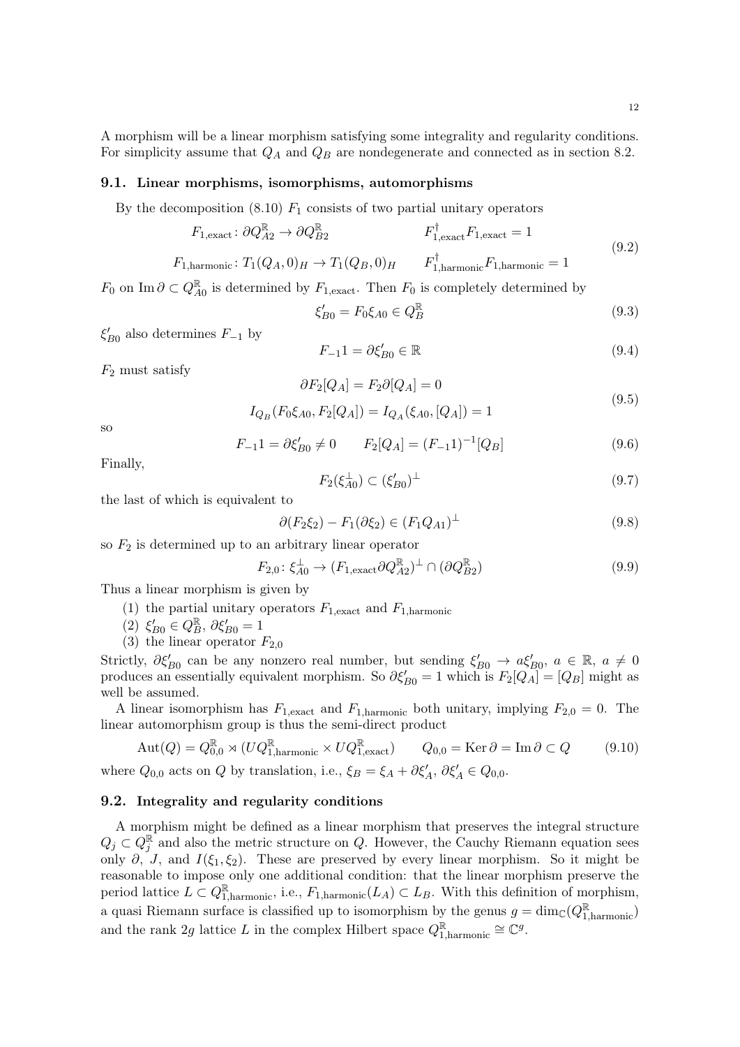A morphism will be a linear morphism satisfying some integrality and regularity conditions. For simplicity assume that $Q_A$ and $Q_B$ are nondegenerate and connected as in section 8.2.

### 9.1. Linear morphisms, isomorphisms, automorphisms

By the decomposition (8.10) $F_1$ consists of two partial unitary operators

$$
\begin{aligned}
&F_{1,\mathrm{exact}} \colon \partial Q^{\mathbb{R}}_{A2} \to \partial Q^{\mathbb{R}}_{B2} && F^{\dagger}_{1,\mathrm{exact}} F_{1,\mathrm{exact}} = 1 \\
&F_{1,\mathrm{harmonic}} \colon T_1(Q_A,0)_H \to T_1(Q_B,0)_H && F^{\dagger}_{1,\mathrm{harmonic}} F_{1,\mathrm{harmonic}} = 1
\end{aligned}
\tag{9.2}
$$

$F_0$ on $\operatorname{Im}\partial \subset Q^{\mathbb{R}}_{A0}$ is determined by $F_{1,\mathrm{exact}}$. Then $F_0$ is completely determined by

$$
\xi'_{B0} = F_0 \xi_{A0} \in Q^{\mathbb{R}}_B \tag{9.3}
$$

$\xi'_{B0}$ also determines $F_{-1}$ by

$$
F_{-1} 1 = \partial \xi'_{B0} \in \mathbb{R} \tag{9.4}
$$

$F_2$ must satisfy

$$
\begin{aligned}
&\partial F_2[Q_A] = F_2 \partial [Q_A] = 0 \\
&I_{Q_B}(F_0\xi_{A0}, F_2[Q_A]) = I_{Q_A}(\xi_{A0}, [Q_A]) = 1
\end{aligned}
\tag{9.5}
$$

so

$$
F_{-1} 1 = \partial \xi'_{B0} \neq 0 \qquad F_2[Q_A] = (F_{-1}1)^{-1}[Q_B] \tag{9.6}
$$

Finally,

$$
F_2(\xi^{\perp}_{A0}) \subset (\xi'_{B0})^{\perp} \tag{9.7}
$$

the last of which is equivalent to

$$
\partial(F_2\xi_2) - F_1(\partial \xi_2) \in (F_1 Q_{A1})^{\perp} \tag{9.8}
$$

so $F_2$ is determined up to an arbitrary linear operator

$$
F_{2,0} \colon \xi^{\perp}_{A0} \to (F_{1,\mathrm{exact}} \partial Q^{\mathbb{R}}_{A2})^{\perp} \cap (\partial Q^{\mathbb{R}}_{B2}) \tag{9.9}
$$

Thus a linear morphism is given by

1. the partial unitary operators $F_{1,\mathrm{exact}}$ and $F_{1,\mathrm{harmonic}}$
2. $\xi'_{B0} \in Q^{\mathbb{R}}_B$, $\partial \xi'_{B0} = 1$
3. the linear operator $F_{2,0}$

Strictly, $\partial \xi'_{B0}$ can be any nonzero real number, but sending $\xi'_{B0} \to a\xi'_{B0}$, $a \in \mathbb{R}$, $a \neq 0$ produces an essentially equivalent morphism. So $\partial \xi'_{B0} = 1$ which is $F_2[Q_A] = [Q_B]$ might as well be assumed.

A linear isomorphism has $F_{1,\mathrm{exact}}$ and $F_{1,\mathrm{harmonic}}$ both unitary, implying $F_{2,0} = 0$. The linear automorphism group is thus the semi-direct product

$$
\operatorname{Aut}(Q) = Q^{\mathbb{R}}_{0,0} \rtimes (UQ^{\mathbb{R}}_{1,\mathrm{harmonic}} \times UQ^{\mathbb{R}}_{1,\mathrm{exact}}) \qquad Q_{0,0} = \operatorname{Ker}\partial = \operatorname{Im}\partial \subset Q \tag{9.10}
$$

where $Q_{0,0}$ acts on $Q$ by translation, i.e., $\xi_B = \xi_A + \partial \xi'_A$, $\partial \xi'_A \in Q_{0,0}$.

### 9.2. Integrality and regularity conditions

A morphism might be defined as a linear morphism that preserves the integral structure $Q_j \subset Q^{\mathbb{R}}_j$ and also the metric structure on $Q$. However, the Cauchy Riemann equation sees only $\partial$, $J$, and $I(\xi_1, \xi_2)$. These are preserved by every linear morphism. So it might be reasonable to impose only one additional condition: that the linear morphism preserve the period lattice $L \subset Q^{\mathbb{R}}_{1,\mathrm{harmonic}}$, i.e., $F_{1,\mathrm{harmonic}}(L_A) \subset L_B$. With this definition of morphism, a quasi Riemann surface is classified up to isomorphism by the genus $g = \dim_{\mathbb{C}}(Q^{\mathbb{R}}_{1,\mathrm{harmonic}})$ and the rank $2g$ lattice $L$ in the complex Hilbert space $Q^{\mathbb{R}}_{1,\mathrm{harmonic}} \cong \mathbb{C}^g$.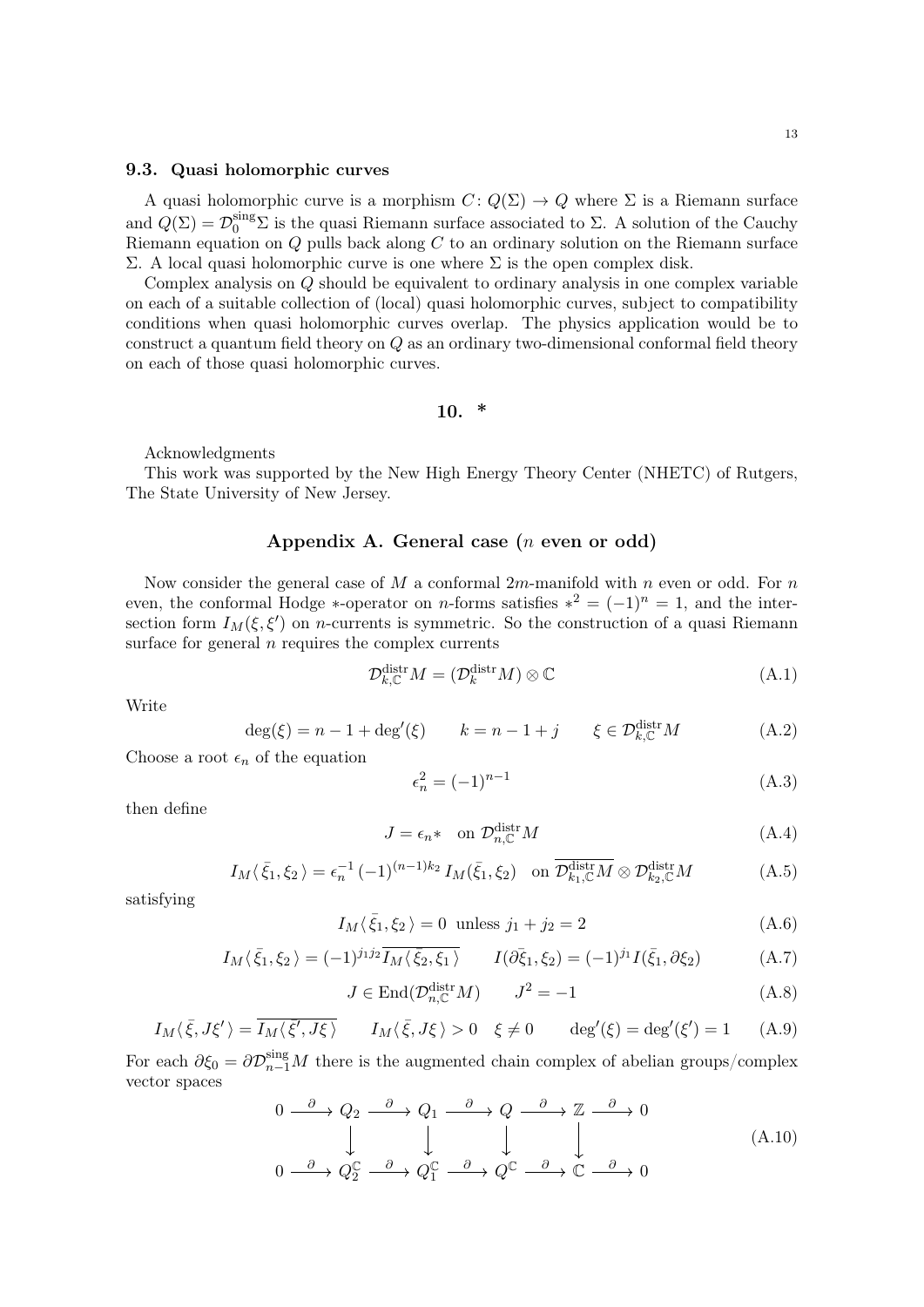### 9.3. Quasi holomorphic curves

A quasi holomorphic curve is a morphism $C\colon Q(\Sigma) \to Q$ where $\Sigma$ is a Riemann surface and $Q(\Sigma) = \mathcal{D}_0^{\mathrm{sing}}\Sigma$ is the quasi Riemann surface associated to $\Sigma$. A solution of the Cauchy Riemann equation on $Q$ pulls back along $C$ to an ordinary solution on the Riemann surface $\Sigma$. A local quasi holomorphic curve is one where $\Sigma$ is the open complex disk.

Complex analysis on $Q$ should be equivalent to ordinary analysis in one complex variable on each of a suitable collection of (local) quasi holomorphic curves, subject to compatibility conditions when quasi holomorphic curves overlap. The physics application would be to construct a quantum field theory on $Q$ as an ordinary two-dimensional conformal field theory on each of those quasi holomorphic curves.

## 10. *

Acknowledgments

This work was supported by the New High Energy Theory Center (NHETC) of Rutgers, The State University of New Jersey.

## Appendix A. General case ($n$ even or odd)

Now consider the general case of $M$ a conformal $2m$-manifold with $n$ even or odd. For $n$ even, the conformal Hodge $*$-operator on $n$-forms satisfies $*^2 = (-1)^n = 1$, and the intersection form $I_M(\xi,\xi')$ on $n$-currents is symmetric. So the construction of a quasi Riemann surface for general $n$ requires the complex currents

$$\mathcal{D}^{\mathrm{distr}}_{k,\mathbb{C}} M = (\mathcal{D}^{\mathrm{distr}}_{k} M) \otimes \mathbb{C} \tag{A.1}$$

Write

$$\deg(\xi) = n-1+\deg'(\xi) \qquad k = n-1+j \qquad \xi \in \mathcal{D}^{\mathrm{distr}}_{k,\mathbb{C}} M \tag{A.2}$$

Choose a root $\epsilon_n$ of the equation

$$\epsilon_n^2 = (-1)^{n-1} \tag{A.3}$$

then define

$$J = \epsilon_n * \quad \text{on } \mathcal{D}^{\mathrm{distr}}_{n,\mathbb{C}} M \tag{A.4}$$

$$I_M\langle \bar{\xi}_1, \xi_2 \rangle = \epsilon_n^{-1} \, (-1)^{(n-1)k_2} \, I_M(\bar{\xi}_1, \xi_2) \quad \text{on } \overline{\mathcal{D}^{\mathrm{distr}}_{k_1,\mathbb{C}} M} \otimes \mathcal{D}^{\mathrm{distr}}_{k_2,\mathbb{C}} M \tag{A.5}$$

satisfying

$$I_M\langle \bar{\xi}_1, \xi_2 \rangle = 0 \ \text{ unless } j_1 + j_2 = 2 \tag{A.6}$$

$$I_M\langle \bar{\xi}_1, \xi_2 \rangle = (-1)^{j_1 j_2} \overline{I_M\langle \bar{\xi}_2, \xi_1 \rangle} \qquad I(\partial\bar{\xi}_1, \xi_2) = (-1)^{j_1} I(\bar{\xi}_1, \partial\xi_2) \tag{A.7}$$

$$J \in \mathrm{End}(\mathcal{D}^{\mathrm{distr}}_{n,\mathbb{C}} M) \qquad J^2 = -1 \tag{A.8}$$

$$I_M\langle \bar{\xi}, J\xi' \rangle = \overline{I_M\langle \bar{\xi'}, J\xi \rangle} \qquad I_M\langle \bar{\xi}, J\xi \rangle > 0 \quad \xi \neq 0 \qquad \deg'(\xi) = \deg'(\xi') = 1 \tag{A.9}$$

For each $\partial\xi_0 = \partial\mathcal{D}^{\mathrm{sing}}_{n-1} M$ there is the augmented chain complex of abelian groups/complex vector spaces

$$\begin{array}{ccccccccccc}
0 & \xrightarrow{\partial} & Q_2 & \xrightarrow{\partial} & Q_1 & \xrightarrow{\partial} & Q & \xrightarrow{\partial} & \mathbb{Z} & \xrightarrow{\partial} & 0 \\
 & & \downarrow & & \downarrow & & \downarrow & & \downarrow & & \\
0 & \xrightarrow{\partial} & Q_2^{\mathbb{C}} & \xrightarrow{\partial} & Q_1^{\mathbb{C}} & \xrightarrow{\partial} & Q^{\mathbb{C}} & \xrightarrow{\partial} & \mathbb{C} & \xrightarrow{\partial} & 0
\end{array} \tag{A.10}$$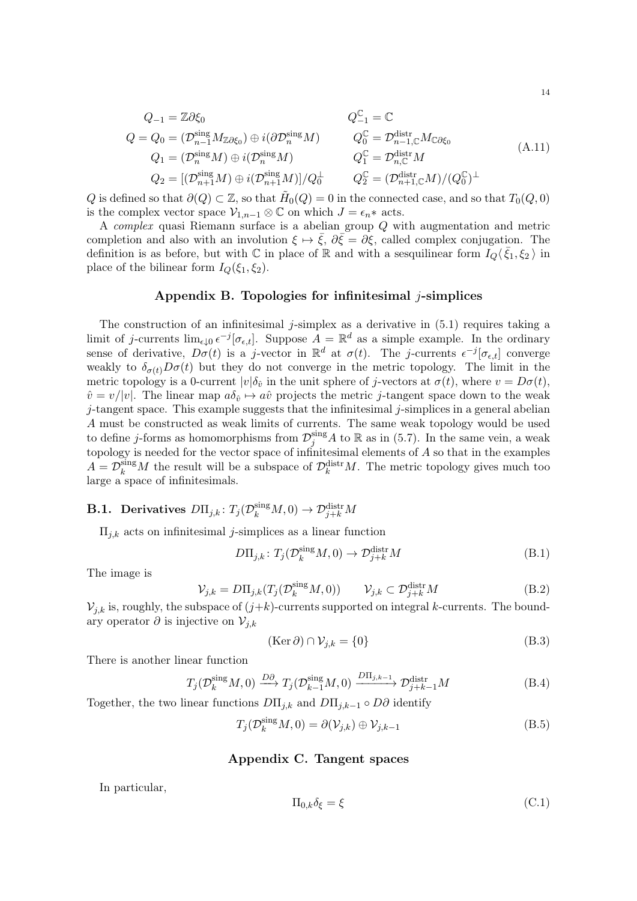$$
\begin{aligned}
Q_{-1} &= \mathbb{Z}\partial\xi_0 & Q^{\mathbb{C}}_{-1} &= \mathbb{C} \\
Q = Q_0 &= (\mathcal{D}^{\text{sing}}_{n-1} M_{\mathbb{Z}\partial\xi_0}) \oplus i(\partial\mathcal{D}^{\text{sing}}_n M) & Q^{\mathbb{C}}_0 &= \mathcal{D}^{\text{distr}}_{n-1,\mathbb{C}} M_{\mathbb{C}\partial\xi_0} \\
Q_1 &= (\mathcal{D}^{\text{sing}}_n M) \oplus i(\mathcal{D}^{\text{sing}}_n M) & Q^{\mathbb{C}}_1 &= \mathcal{D}^{\text{distr}}_{n,\mathbb{C}} M \\
Q_2 &= [(\mathcal{D}^{\text{sing}}_{n+1} M) \oplus i(\mathcal{D}^{\text{sing}}_{n+1} M)]/Q_0^{\perp} & Q^{\mathbb{C}}_2 &= (\mathcal{D}^{\text{distr}}_{n+1,\mathbb{C}} M)/(Q^{\mathbb{C}}_0)^{\perp}
\end{aligned}
\tag{A.11}
$$

$Q$ is defined so that $\partial(Q) \subset \mathbb{Z}$, so that $\tilde{H}_0(Q) = 0$ in the connected case, and so that $T_0(Q, 0)$ is the complex vector space $\mathcal{V}_{1,n-1} \otimes \mathbb{C}$ on which $J = \epsilon_n *$ acts.

A *complex* quasi Riemann surface is a abelian group $Q$ with augmentation and metric completion and also with an involution $\xi \mapsto \bar{\xi}$, $\partial\bar{\xi} = \partial\xi$, called complex conjugation. The definition is as before, but with $\mathbb{C}$ in place of $\mathbb{R}$ and with a sesquilinear form $I_Q\langle \bar{\xi}_1, \xi_2 \rangle$ in place of the bilinear form $I_Q(\xi_1, \xi_2)$.

## Appendix B. Topologies for infinitesimal $j$-simplices

The construction of an infinitesimal $j$-simplex as a derivative in (5.1) requires taking a limit of $j$-currents $\lim_{\epsilon \downarrow 0} \epsilon^{-j}[\sigma_{\epsilon,t}]$. Suppose $A = \mathbb{R}^d$ as a simple example. In the ordinary sense of derivative, $D\sigma(t)$ is a $j$-vector in $\mathbb{R}^d$ at $\sigma(t)$. The $j$-currents $\epsilon^{-j}[\sigma_{\epsilon,t}]$ converge weakly to $\delta_{\sigma(t)} D\sigma(t)$ but they do not converge in the metric topology. The limit in the metric topology is a 0-current $|v|\delta_{\hat{v}}$ in the unit sphere of $j$-vectors at $\sigma(t)$, where $v = D\sigma(t)$, $\hat{v} = v/|v|$. The linear map $a\delta_{\hat{v}} \mapsto a\hat{v}$ projects the metric $j$-tangent space down to the weak $j$-tangent space. This example suggests that the infinitesimal $j$-simplices in a general abelian $A$ must be constructed as weak limits of currents. The same weak topology would be used to define $j$-forms as homomorphisms from $\mathcal{D}^{\text{sing}}_j A$ to $\mathbb{R}$ as in (5.7). In the same vein, a weak topology is needed for the vector space of infinitesimal elements of $A$ so that in the examples $A = \mathcal{D}^{\text{sing}}_k M$ the result will be a subspace of $\mathcal{D}^{\text{distr}}_k M$. The metric topology gives much too large a space of infinitesimals.

### B.1. Derivatives $D\Pi_{j,k} \colon T_j(\mathcal{D}^{\text{sing}}_k M, 0) \to \mathcal{D}^{\text{distr}}_{j+k} M$

$\Pi_{j,k}$ acts on infinitesimal $j$-simplices as a linear function

$$
D\Pi_{j,k} \colon T_j(\mathcal{D}^{\text{sing}}_k M, 0) \to \mathcal{D}^{\text{distr}}_{j+k} M \tag{B.1}
$$

The image is

$$
\mathcal{V}_{j,k} = D\Pi_{j,k}(T_j(\mathcal{D}^{\text{sing}}_k M, 0)) \qquad \mathcal{V}_{j,k} \subset \mathcal{D}^{\text{distr}}_{j+k} M \tag{B.2}
$$

$\mathcal{V}_{j,k}$ is, roughly, the subspace of $(j+k)$-currents supported on integral $k$-currents. The boundary operator $\partial$ is injective on $\mathcal{V}_{j,k}$

$$
(\operatorname{Ker} \partial) \cap \mathcal{V}_{j,k} = \{0\} \tag{B.3}
$$

There is another linear function

$$
T_j(\mathcal{D}^{\text{sing}}_k M, 0) \xrightarrow{D\partial} T_j(\mathcal{D}^{\text{sing}}_{k-1} M, 0) \xrightarrow{D\Pi_{j,k-1}} \mathcal{D}^{\text{distr}}_{j+k-1} M \tag{B.4}
$$

Together, the two linear functions $D\Pi_{j,k}$ and $D\Pi_{j,k-1} \circ D\partial$ identify

$$
T_j(\mathcal{D}^{\text{sing}}_k M, 0) = \partial(\mathcal{V}_{j,k}) \oplus \mathcal{V}_{j,k-1} \tag{B.5}
$$

## Appendix C. Tangent spaces

In particular,

$$
\Pi_{0,k}\delta_\xi = \xi \tag{C.1}
$$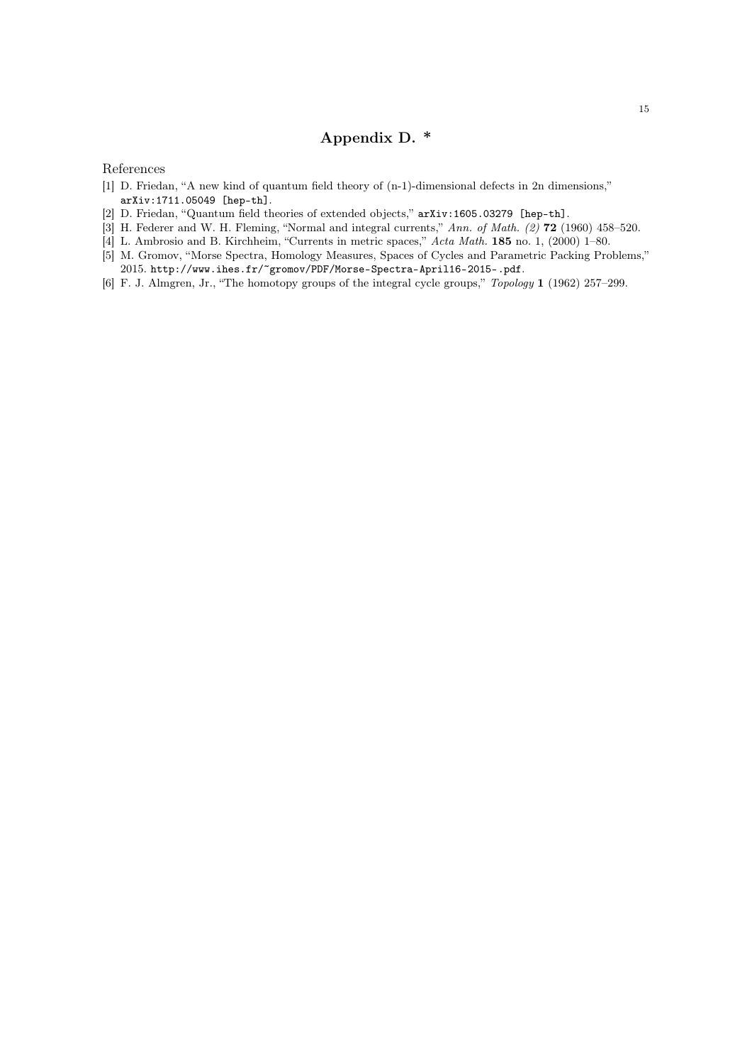## Appendix D. *

References

[1] D. Friedan, "A new kind of quantum field theory of (n-1)-dimensional defects in 2n dimensions," `arXiv:1711.05049 [hep-th]`.

[2] D. Friedan, "Quantum field theories of extended objects," `arXiv:1605.03279 [hep-th]`.

[3] H. Federer and W. H. Fleming, "Normal and integral currents," *Ann. of Math. (2)* **72** (1960) 458–520.

[4] L. Ambrosio and B. Kirchheim, "Currents in metric spaces," *Acta Math.* **185** no. 1, (2000) 1–80.

[5] M. Gromov, "Morse Spectra, Homology Measures, Spaces of Cycles and Parametric Packing Problems," 2015. `http://www.ihes.fr/~gromov/PDF/Morse-Spectra-April16-2015-.pdf`.

[6] F. J. Almgren, Jr., "The homotopy groups of the integral cycle groups," *Topology* **1** (1962) 257–299.